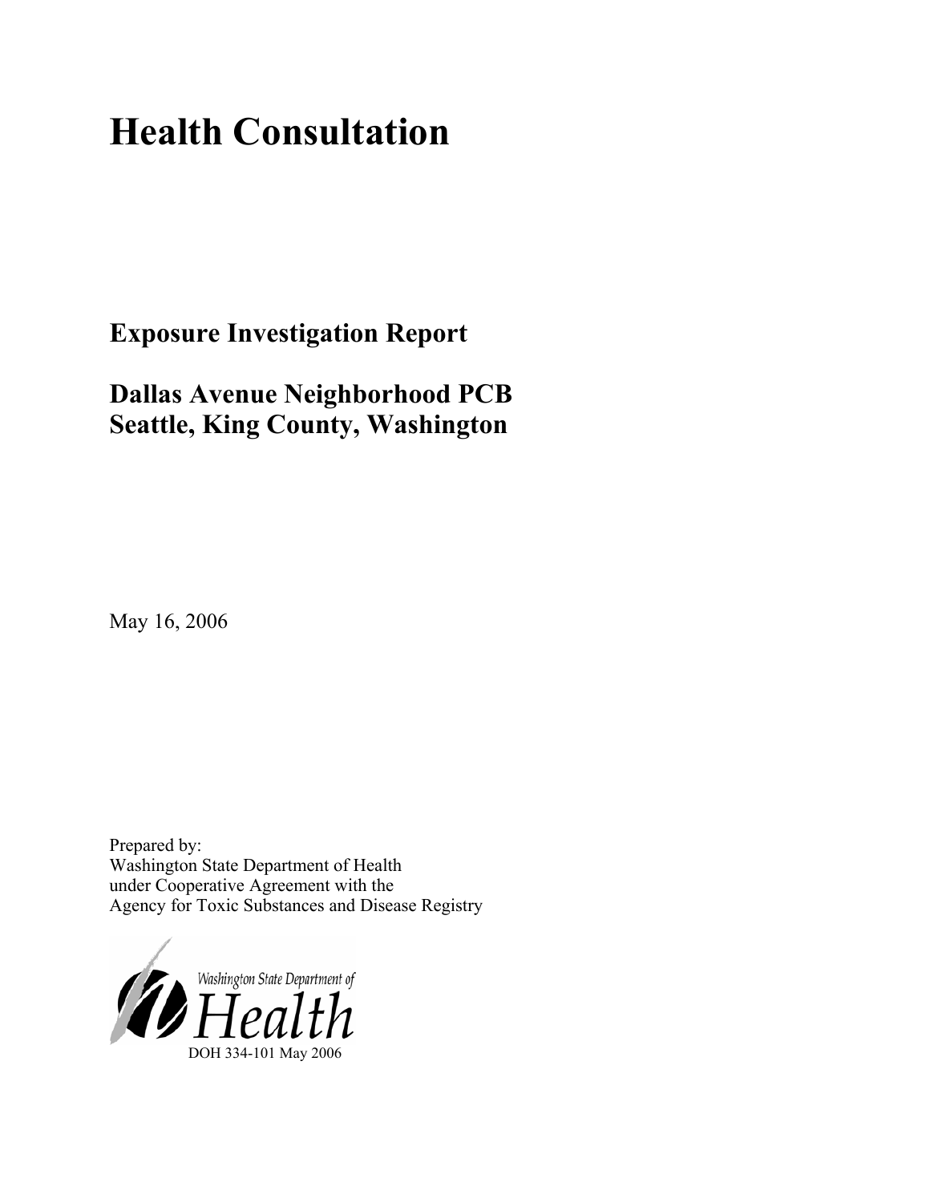# Health Consultation

## Exposure Investigation Report

## Dallas Avenue Neighborhood PCB
## Seattle, King County, Washington

May 16, 2006

Prepared by:
Washington State Department of Health
under Cooperative Agreement with the
Agency for Toxic Substances and Disease Registry

Washington State Department of
Health

DOH 334-101 May 2006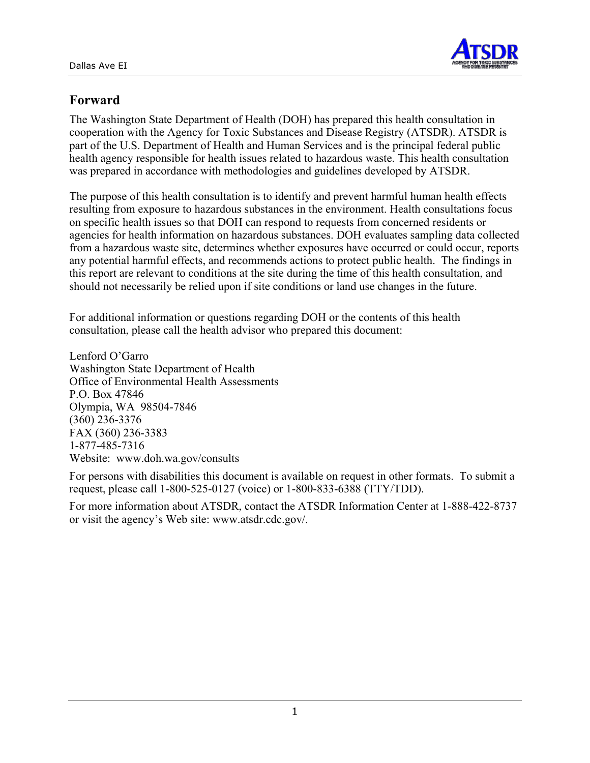## Forward

The Washington State Department of Health (DOH) has prepared this health consultation in cooperation with the Agency for Toxic Substances and Disease Registry (ATSDR). ATSDR is part of the U.S. Department of Health and Human Services and is the principal federal public health agency responsible for health issues related to hazardous waste. This health consultation was prepared in accordance with methodologies and guidelines developed by ATSDR.

The purpose of this health consultation is to identify and prevent harmful human health effects resulting from exposure to hazardous substances in the environment. Health consultations focus on specific health issues so that DOH can respond to requests from concerned residents or agencies for health information on hazardous substances. DOH evaluates sampling data collected from a hazardous waste site, determines whether exposures have occurred or could occur, reports any potential harmful effects, and recommends actions to protect public health. The findings in this report are relevant to conditions at the site during the time of this health consultation, and should not necessarily be relied upon if site conditions or land use changes in the future.

For additional information or questions regarding DOH or the contents of this health consultation, please call the health advisor who prepared this document:

Lenford O'Garro
Washington State Department of Health
Office of Environmental Health Assessments
P.O. Box 47846
Olympia, WA 98504-7846
(360) 236-3376
FAX (360) 236-3383
1-877-485-7316
Website: www.doh.wa.gov/consults

For persons with disabilities this document is available on request in other formats. To submit a request, please call 1-800-525-0127 (voice) or 1-800-833-6388 (TTY/TDD).

For more information about ATSDR, contact the ATSDR Information Center at 1-888-422-8737 or visit the agency's Web site: www.atsdr.cdc.gov/.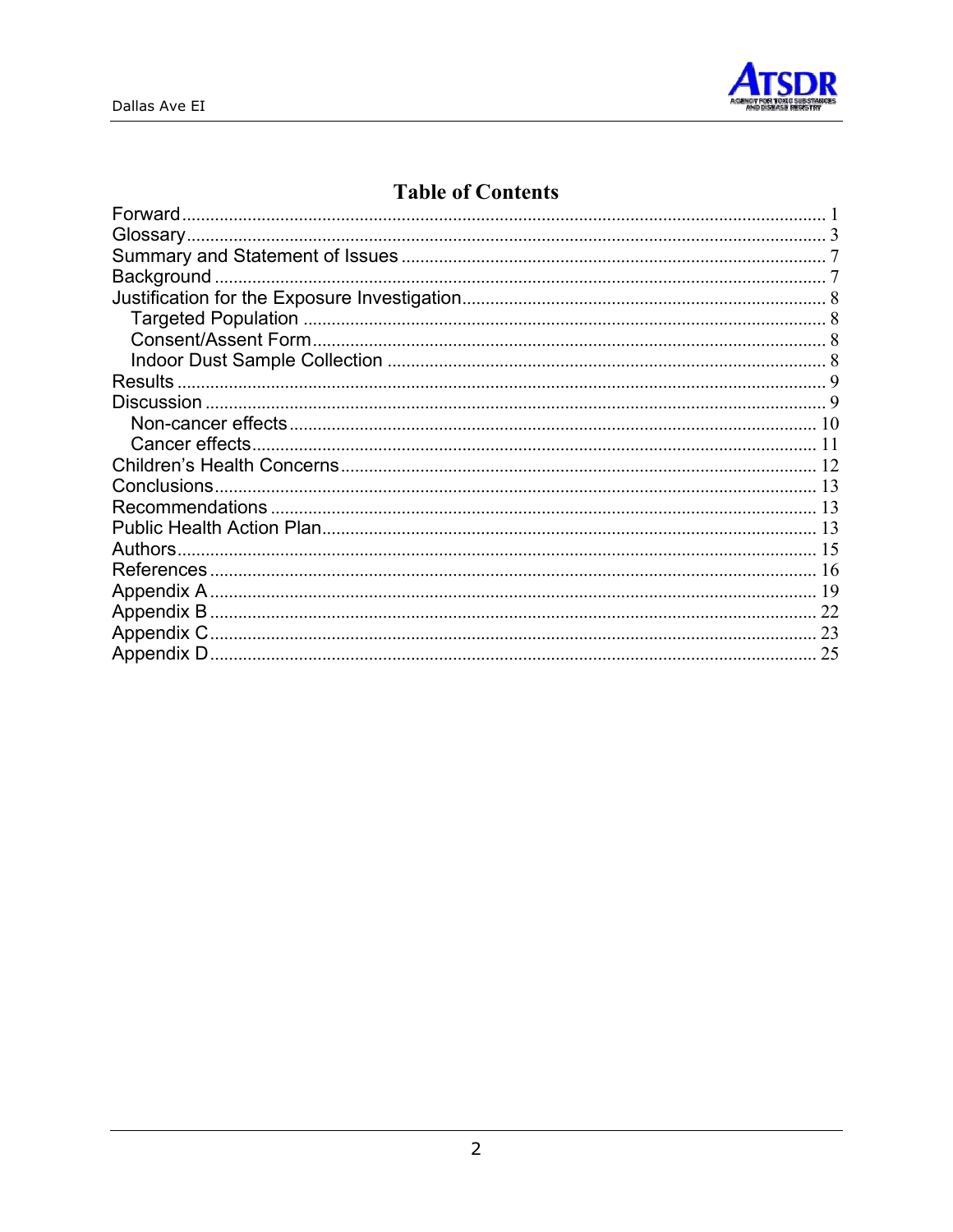# Table of Contents

| | |
|---|---|
| Forward | 1 |
| Glossary | 3 |
| Summary and Statement of Issues | 7 |
| Background | 7 |
| Justification for the Exposure Investigation | 8 |
| Targeted Population | 8 |
| Consent/Assent Form | 8 |
| Indoor Dust Sample Collection | 8 |
| Results | 9 |
| Discussion | 9 |
| Non-cancer effects | 10 |
| Cancer effects | 11 |
| Children's Health Concerns | 12 |
| Conclusions | 13 |
| Recommendations | 13 |
| Public Health Action Plan | 13 |
| Authors | 15 |
| References | 16 |
| Appendix A | 19 |
| Appendix B | 22 |
| Appendix C | 23 |
| Appendix D | 25 |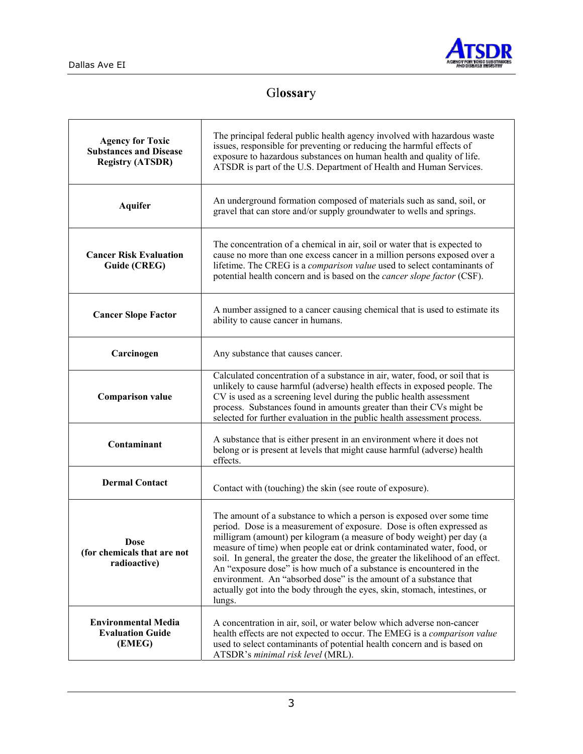# Glossary

| | |
|---|---|
| **Agency for Toxic Substances and Disease Registry (ATSDR)** | The principal federal public health agency involved with hazardous waste issues, responsible for preventing or reducing the harmful effects of exposure to hazardous substances on human health and quality of life. ATSDR is part of the U.S. Department of Health and Human Services. |
| **Aquifer** | An underground formation composed of materials such as sand, soil, or gravel that can store and/or supply groundwater to wells and springs. |
| **Cancer Risk Evaluation Guide (CREG)** | The concentration of a chemical in air, soil or water that is expected to cause no more than one excess cancer in a million persons exposed over a lifetime. The CREG is a *comparison value* used to select contaminants of potential health concern and is based on the *cancer slope factor* (CSF). |
| **Cancer Slope Factor** | A number assigned to a cancer causing chemical that is used to estimate its ability to cause cancer in humans. |
| **Carcinogen** | Any substance that causes cancer. |
| **Comparison value** | Calculated concentration of a substance in air, water, food, or soil that is unlikely to cause harmful (adverse) health effects in exposed people. The CV is used as a screening level during the public health assessment process. Substances found in amounts greater than their CVs might be selected for further evaluation in the public health assessment process. |
| **Contaminant** | A substance that is either present in an environment where it does not belong or is present at levels that might cause harmful (adverse) health effects. |
| **Dermal Contact** | Contact with (touching) the skin (see route of exposure). |
| **Dose (for chemicals that are not radioactive)** | The amount of a substance to which a person is exposed over some time period. Dose is a measurement of exposure. Dose is often expressed as milligram (amount) per kilogram (a measure of body weight) per day (a measure of time) when people eat or drink contaminated water, food, or soil. In general, the greater the dose, the greater the likelihood of an effect. An "exposure dose" is how much of a substance is encountered in the environment. An "absorbed dose" is the amount of a substance that actually got into the body through the eyes, skin, stomach, intestines, or lungs. |
| **Environmental Media Evaluation Guide (EMEG)** | A concentration in air, soil, or water below which adverse non-cancer health effects are not expected to occur. The EMEG is a *comparison value* used to select contaminants of potential health concern and is based on ATSDR's *minimal risk level* (MRL). |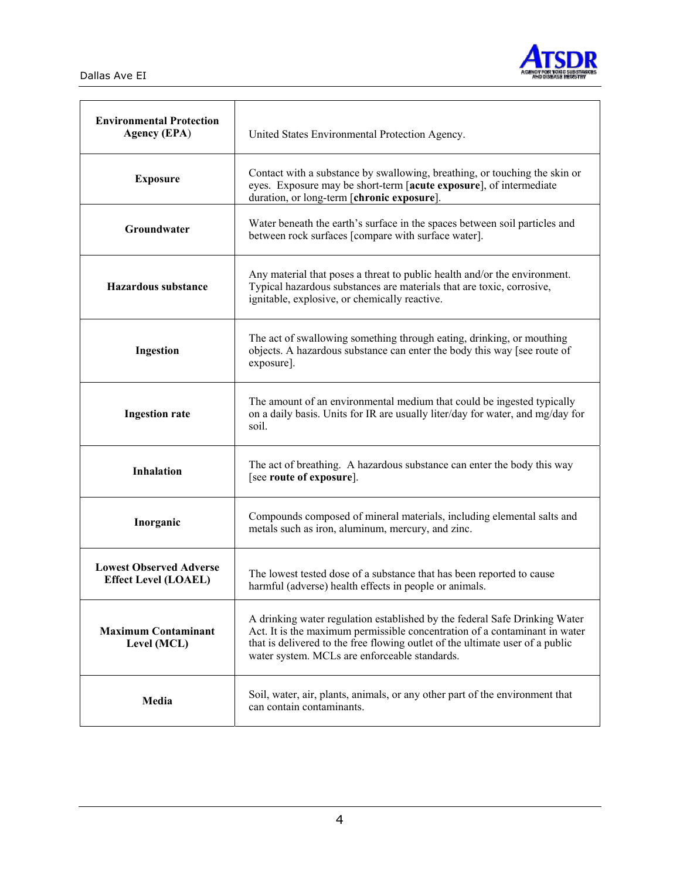| | |
|---|---|
| **Environmental Protection Agency (EPA)** | United States Environmental Protection Agency. |
| **Exposure** | Contact with a substance by swallowing, breathing, or touching the skin or eyes. Exposure may be short-term [**acute exposure**], of intermediate duration, or long-term [**chronic exposure**]. |
| **Groundwater** | Water beneath the earth's surface in the spaces between soil particles and between rock surfaces [compare with surface water]. |
| **Hazardous substance** | Any material that poses a threat to public health and/or the environment. Typical hazardous substances are materials that are toxic, corrosive, ignitable, explosive, or chemically reactive. |
| **Ingestion** | The act of swallowing something through eating, drinking, or mouthing objects. A hazardous substance can enter the body this way [see route of exposure]. |
| **Ingestion rate** | The amount of an environmental medium that could be ingested typically on a daily basis. Units for IR are usually liter/day for water, and mg/day for soil. |
| **Inhalation** | The act of breathing. A hazardous substance can enter the body this way [see **route of exposure**]. |
| **Inorganic** | Compounds composed of mineral materials, including elemental salts and metals such as iron, aluminum, mercury, and zinc. |
| **Lowest Observed Adverse Effect Level (LOAEL)** | The lowest tested dose of a substance that has been reported to cause harmful (adverse) health effects in people or animals. |
| **Maximum Contaminant Level (MCL)** | A drinking water regulation established by the federal Safe Drinking Water Act. It is the maximum permissible concentration of a contaminant in water that is delivered to the free flowing outlet of the ultimate user of a public water system. MCLs are enforceable standards. |
| **Media** | Soil, water, air, plants, animals, or any other part of the environment that can contain contaminants. |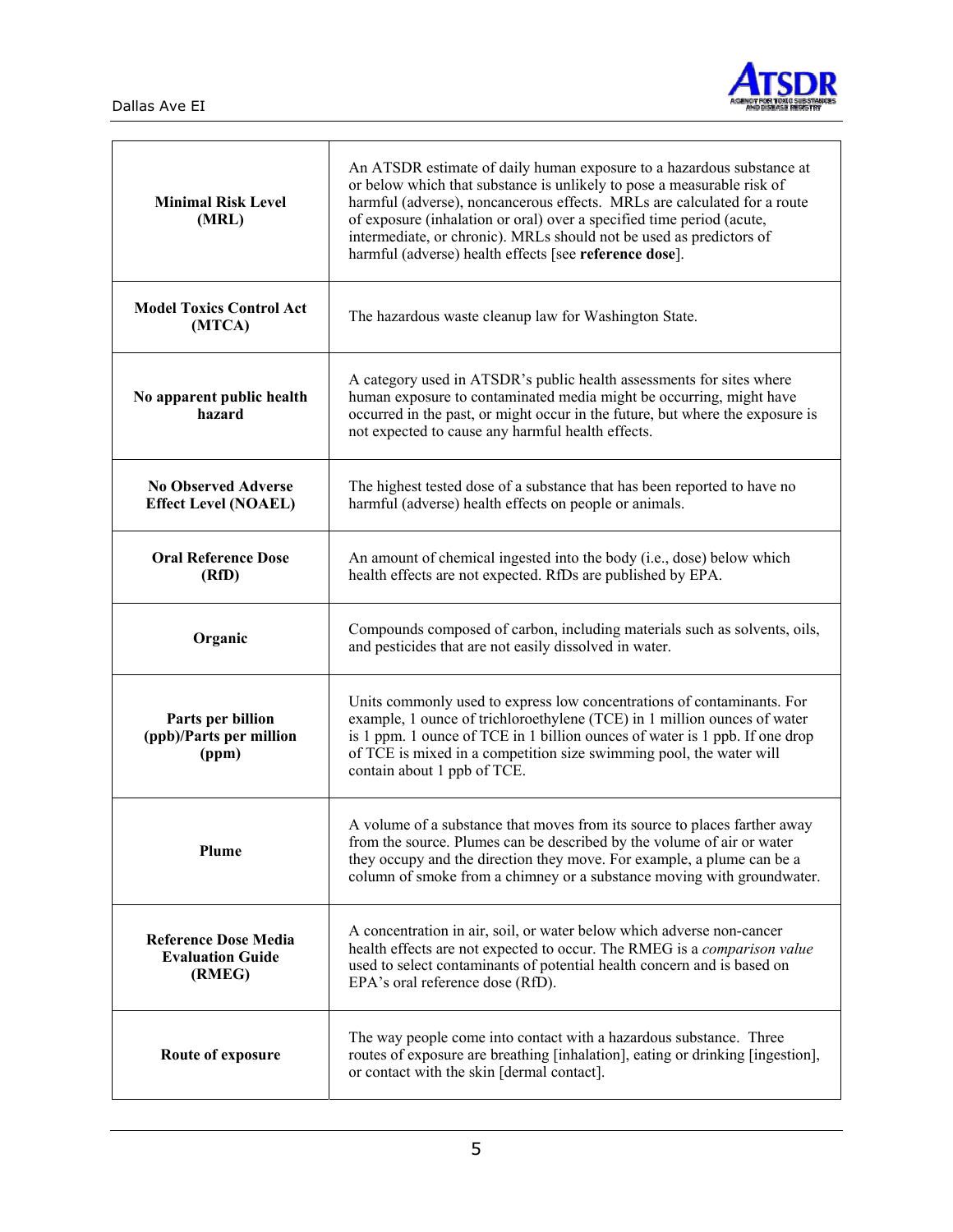| | |
|---|---|
| **Minimal Risk Level (MRL)** | An ATSDR estimate of daily human exposure to a hazardous substance at or below which that substance is unlikely to pose a measurable risk of harmful (adverse), noncancerous effects. MRLs are calculated for a route of exposure (inhalation or oral) over a specified time period (acute, intermediate, or chronic). MRLs should not be used as predictors of harmful (adverse) health effects [see **reference dose**]. |
| **Model Toxics Control Act (MTCA)** | The hazardous waste cleanup law for Washington State. |
| **No apparent public health hazard** | A category used in ATSDR's public health assessments for sites where human exposure to contaminated media might be occurring, might have occurred in the past, or might occur in the future, but where the exposure is not expected to cause any harmful health effects. |
| **No Observed Adverse Effect Level (NOAEL)** | The highest tested dose of a substance that has been reported to have no harmful (adverse) health effects on people or animals. |
| **Oral Reference Dose (RfD)** | An amount of chemical ingested into the body (i.e., dose) below which health effects are not expected. RfDs are published by EPA. |
| **Organic** | Compounds composed of carbon, including materials such as solvents, oils, and pesticides that are not easily dissolved in water. |
| **Parts per billion (ppb)/Parts per million (ppm)** | Units commonly used to express low concentrations of contaminants. For example, 1 ounce of trichloroethylene (TCE) in 1 million ounces of water is 1 ppm. 1 ounce of TCE in 1 billion ounces of water is 1 ppb. If one drop of TCE is mixed in a competition size swimming pool, the water will contain about 1 ppb of TCE. |
| **Plume** | A volume of a substance that moves from its source to places farther away from the source. Plumes can be described by the volume of air or water they occupy and the direction they move. For example, a plume can be a column of smoke from a chimney or a substance moving with groundwater. |
| **Reference Dose Media Evaluation Guide (RMEG)** | A concentration in air, soil, or water below which adverse non-cancer health effects are not expected to occur. The RMEG is a *comparison value* used to select contaminants of potential health concern and is based on EPA's oral reference dose (RfD). |
| **Route of exposure** | The way people come into contact with a hazardous substance. Three routes of exposure are breathing [inhalation], eating or drinking [ingestion], or contact with the skin [dermal contact]. |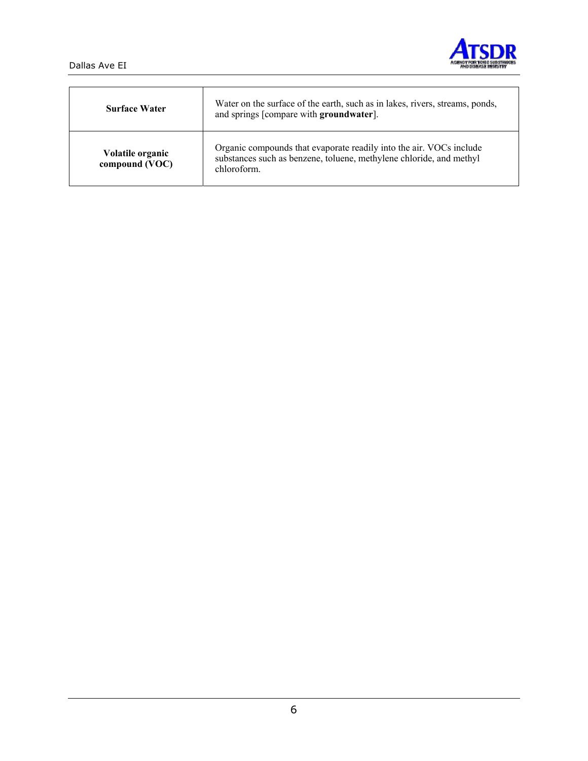| | |
|---|---|
| **Surface Water** | Water on the surface of the earth, such as in lakes, rivers, streams, ponds, and springs [compare with **groundwater**]. |
| **Volatile organic compound (VOC)** | Organic compounds that evaporate readily into the air. VOCs include substances such as benzene, toluene, methylene chloride, and methyl chloroform. |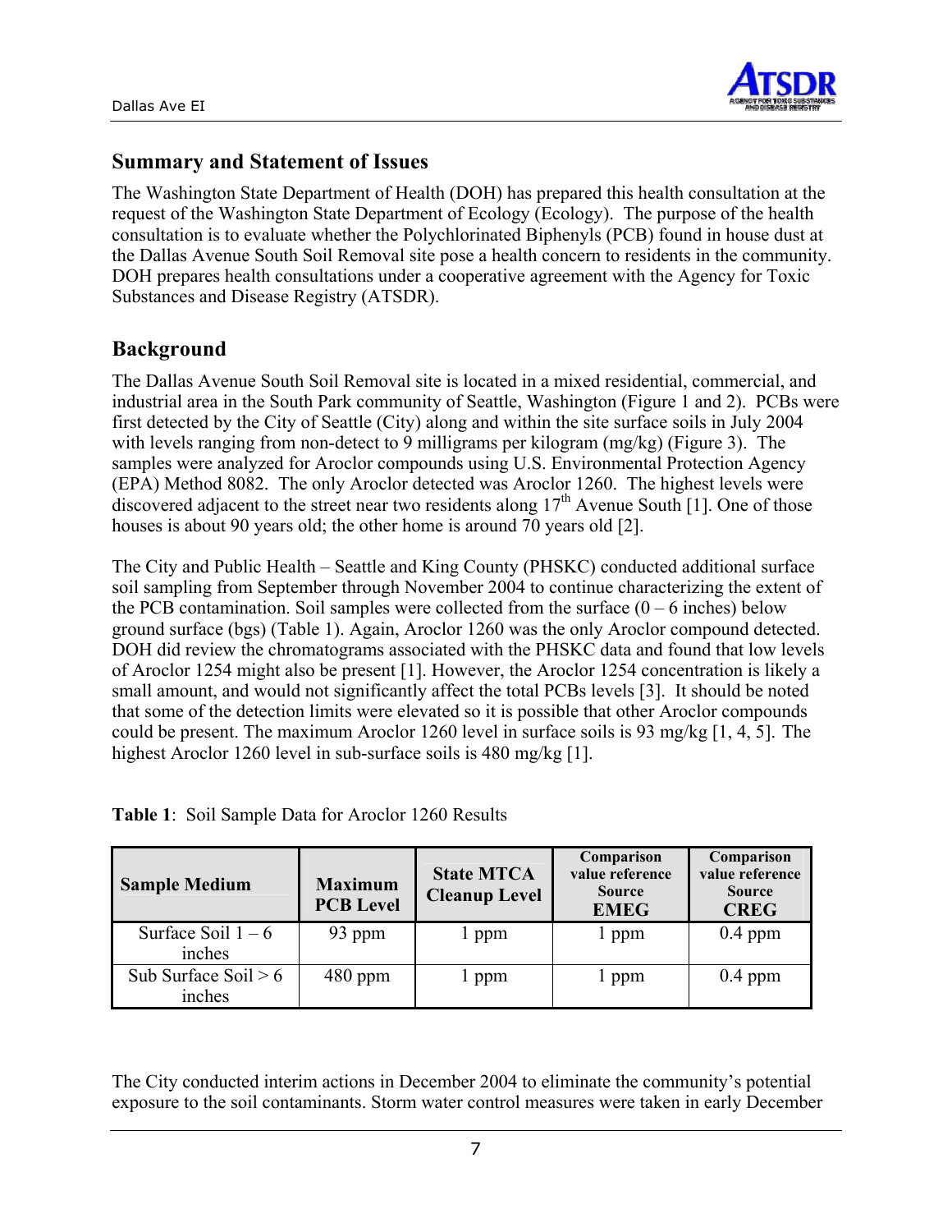## Summary and Statement of Issues

The Washington State Department of Health (DOH) has prepared this health consultation at the request of the Washington State Department of Ecology (Ecology). The purpose of the health consultation is to evaluate whether the Polychlorinated Biphenyls (PCB) found in house dust at the Dallas Avenue South Soil Removal site pose a health concern to residents in the community. DOH prepares health consultations under a cooperative agreement with the Agency for Toxic Substances and Disease Registry (ATSDR).

## Background

The Dallas Avenue South Soil Removal site is located in a mixed residential, commercial, and industrial area in the South Park community of Seattle, Washington (Figure 1 and 2). PCBs were first detected by the City of Seattle (City) along and within the site surface soils in July 2004 with levels ranging from non-detect to 9 milligrams per kilogram (mg/kg) (Figure 3). The samples were analyzed for Aroclor compounds using U.S. Environmental Protection Agency (EPA) Method 8082. The only Aroclor detected was Aroclor 1260. The highest levels were discovered adjacent to the street near two residents along 17th Avenue South [1]. One of those houses is about 90 years old; the other home is around 70 years old [2].

The City and Public Health – Seattle and King County (PHSKC) conducted additional surface soil sampling from September through November 2004 to continue characterizing the extent of the PCB contamination. Soil samples were collected from the surface (0 – 6 inches) below ground surface (bgs) (Table 1). Again, Aroclor 1260 was the only Aroclor compound detected. DOH did review the chromatograms associated with the PHSKC data and found that low levels of Aroclor 1254 might also be present [1]. However, the Aroclor 1254 concentration is likely a small amount, and would not significantly affect the total PCBs levels [3]. It should be noted that some of the detection limits were elevated so it is possible that other Aroclor compounds could be present. The maximum Aroclor 1260 level in surface soils is 93 mg/kg [1, 4, 5]. The highest Aroclor 1260 level in sub-surface soils is 480 mg/kg [1].

**Table 1**: Soil Sample Data for Aroclor 1260 Results

| Sample Medium | Maximum PCB Level | State MTCA Cleanup Level | Comparison value reference Source EMEG | Comparison value reference Source CREG |
|---|---|---|---|---|
| Surface Soil 1 – 6 inches | 93 ppm | 1 ppm | 1 ppm | 0.4 ppm |
| Sub Surface Soil > 6 inches | 480 ppm | 1 ppm | 1 ppm | 0.4 ppm |

The City conducted interim actions in December 2004 to eliminate the community's potential exposure to the soil contaminants. Storm water control measures were taken in early December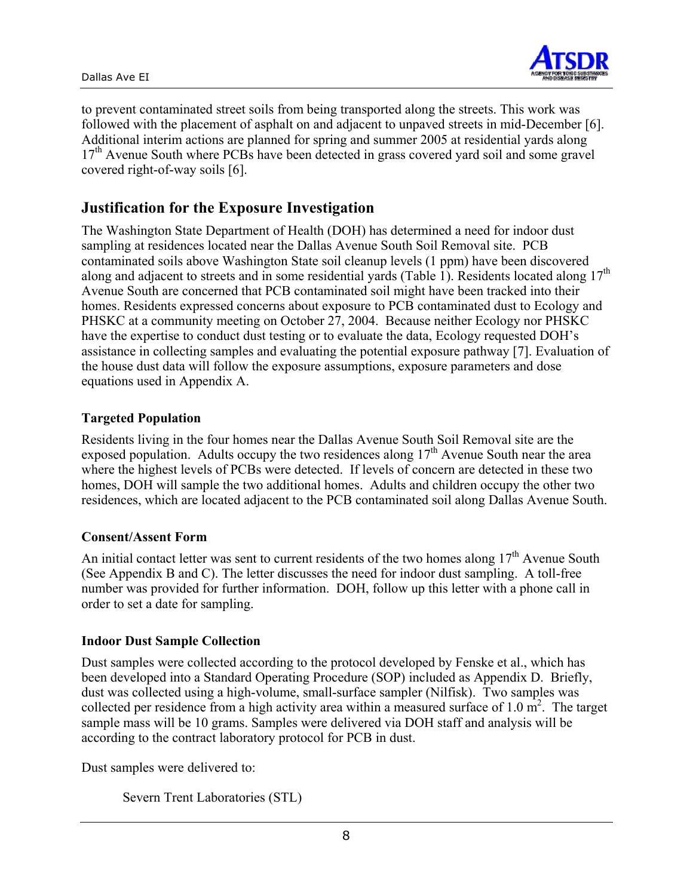to prevent contaminated street soils from being transported along the streets. This work was followed with the placement of asphalt on and adjacent to unpaved streets in mid-December [6]. Additional interim actions are planned for spring and summer 2005 at residential yards along 17th Avenue South where PCBs have been detected in grass covered yard soil and some gravel covered right-of-way soils [6].

## Justification for the Exposure Investigation

The Washington State Department of Health (DOH) has determined a need for indoor dust sampling at residences located near the Dallas Avenue South Soil Removal site. PCB contaminated soils above Washington State soil cleanup levels (1 ppm) have been discovered along and adjacent to streets and in some residential yards (Table 1). Residents located along 17th Avenue South are concerned that PCB contaminated soil might have been tracked into their homes. Residents expressed concerns about exposure to PCB contaminated dust to Ecology and PHSKC at a community meeting on October 27, 2004. Because neither Ecology nor PHSKC have the expertise to conduct dust testing or to evaluate the data, Ecology requested DOH's assistance in collecting samples and evaluating the potential exposure pathway [7]. Evaluation of the house dust data will follow the exposure assumptions, exposure parameters and dose equations used in Appendix A.

### Targeted Population

Residents living in the four homes near the Dallas Avenue South Soil Removal site are the exposed population. Adults occupy the two residences along 17th Avenue South near the area where the highest levels of PCBs were detected. If levels of concern are detected in these two homes, DOH will sample the two additional homes. Adults and children occupy the other two residences, which are located adjacent to the PCB contaminated soil along Dallas Avenue South.

### Consent/Assent Form

An initial contact letter was sent to current residents of the two homes along 17th Avenue South (See Appendix B and C). The letter discusses the need for indoor dust sampling. A toll-free number was provided for further information. DOH, follow up this letter with a phone call in order to set a date for sampling.

### Indoor Dust Sample Collection

Dust samples were collected according to the protocol developed by Fenske et al., which has been developed into a Standard Operating Procedure (SOP) included as Appendix D. Briefly, dust was collected using a high-volume, small-surface sampler (Nilfisk). Two samples was collected per residence from a high activity area within a measured surface of 1.0 $m^2$. The target sample mass will be 10 grams. Samples were delivered via DOH staff and analysis will be according to the contract laboratory protocol for PCB in dust.

Dust samples were delivered to:

Severn Trent Laboratories (STL)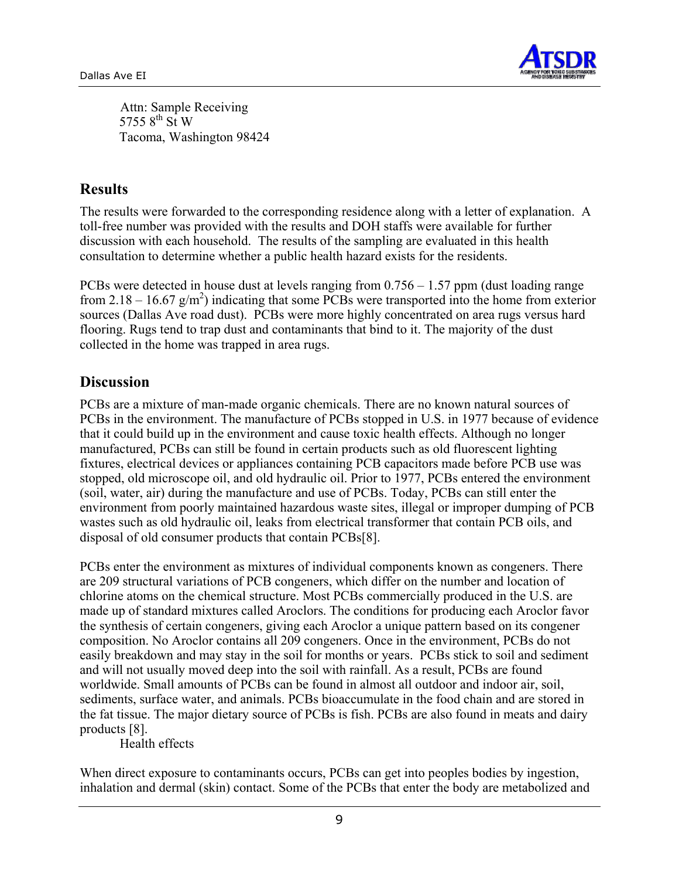Attn: Sample Receiving
5755 $8^{th}$ St W
Tacoma, Washington 98424

## Results

The results were forwarded to the corresponding residence along with a letter of explanation. A toll-free number was provided with the results and DOH staffs were available for further discussion with each household. The results of the sampling are evaluated in this health consultation to determine whether a public health hazard exists for the residents.

PCBs were detected in house dust at levels ranging from 0.756 – 1.57 ppm (dust loading range from 2.18 – 16.67 $g/m^2$) indicating that some PCBs were transported into the home from exterior sources (Dallas Ave road dust). PCBs were more highly concentrated on area rugs versus hard flooring. Rugs tend to trap dust and contaminants that bind to it. The majority of the dust collected in the home was trapped in area rugs.

## Discussion

PCBs are a mixture of man-made organic chemicals. There are no known natural sources of PCBs in the environment. The manufacture of PCBs stopped in U.S. in 1977 because of evidence that it could build up in the environment and cause toxic health effects. Although no longer manufactured, PCBs can still be found in certain products such as old fluorescent lighting fixtures, electrical devices or appliances containing PCB capacitors made before PCB use was stopped, old microscope oil, and old hydraulic oil. Prior to 1977, PCBs entered the environment (soil, water, air) during the manufacture and use of PCBs. Today, PCBs can still enter the environment from poorly maintained hazardous waste sites, illegal or improper dumping of PCB wastes such as old hydraulic oil, leaks from electrical transformer that contain PCB oils, and disposal of old consumer products that contain PCBs[8].

PCBs enter the environment as mixtures of individual components known as congeners. There are 209 structural variations of PCB congeners, which differ on the number and location of chlorine atoms on the chemical structure. Most PCBs commercially produced in the U.S. are made up of standard mixtures called Aroclors. The conditions for producing each Aroclor favor the synthesis of certain congeners, giving each Aroclor a unique pattern based on its congener composition. No Aroclor contains all 209 congeners. Once in the environment, PCBs do not easily breakdown and may stay in the soil for months or years. PCBs stick to soil and sediment and will not usually moved deep into the soil with rainfall. As a result, PCBs are found worldwide. Small amounts of PCBs can be found in almost all outdoor and indoor air, soil, sediments, surface water, and animals. PCBs bioaccumulate in the food chain and are stored in the fat tissue. The major dietary source of PCBs is fish. PCBs are also found in meats and dairy products [8].

### Health effects

When direct exposure to contaminants occurs, PCBs can get into peoples bodies by ingestion, inhalation and dermal (skin) contact. Some of the PCBs that enter the body are metabolized and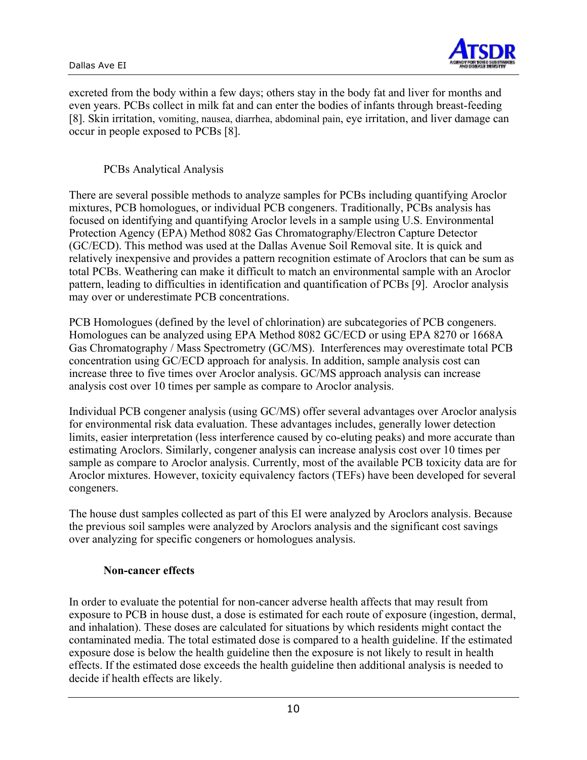excreted from the body within a few days; others stay in the body fat and liver for months and even years. PCBs collect in milk fat and can enter the bodies of infants through breast-feeding [8]. Skin irritation, vomiting, nausea, diarrhea, abdominal pain, eye irritation, and liver damage can occur in people exposed to PCBs [8].

### PCBs Analytical Analysis

There are several possible methods to analyze samples for PCBs including quantifying Aroclor mixtures, PCB homologues, or individual PCB congeners. Traditionally, PCBs analysis has focused on identifying and quantifying Aroclor levels in a sample using U.S. Environmental Protection Agency (EPA) Method 8082 Gas Chromatography/Electron Capture Detector (GC/ECD). This method was used at the Dallas Avenue Soil Removal site. It is quick and relatively inexpensive and provides a pattern recognition estimate of Aroclors that can be sum as total PCBs. Weathering can make it difficult to match an environmental sample with an Aroclor pattern, leading to difficulties in identification and quantification of PCBs [9]. Aroclor analysis may over or underestimate PCB concentrations.

PCB Homologues (defined by the level of chlorination) are subcategories of PCB congeners. Homologues can be analyzed using EPA Method 8082 GC/ECD or using EPA 8270 or 1668A Gas Chromatography / Mass Spectrometry (GC/MS). Interferences may overestimate total PCB concentration using GC/ECD approach for analysis. In addition, sample analysis cost can increase three to five times over Aroclor analysis. GC/MS approach analysis can increase analysis cost over 10 times per sample as compare to Aroclor analysis.

Individual PCB congener analysis (using GC/MS) offer several advantages over Aroclor analysis for environmental risk data evaluation. These advantages includes, generally lower detection limits, easier interpretation (less interference caused by co-eluting peaks) and more accurate than estimating Aroclors. Similarly, congener analysis can increase analysis cost over 10 times per sample as compare to Aroclor analysis. Currently, most of the available PCB toxicity data are for Aroclor mixtures. However, toxicity equivalency factors (TEFs) have been developed for several congeners.

The house dust samples collected as part of this EI were analyzed by Aroclors analysis. Because the previous soil samples were analyzed by Aroclors analysis and the significant cost savings over analyzing for specific congeners or homologues analysis.

### **Non-cancer effects**

In order to evaluate the potential for non-cancer adverse health affects that may result from exposure to PCB in house dust, a dose is estimated for each route of exposure (ingestion, dermal, and inhalation). These doses are calculated for situations by which residents might contact the contaminated media. The total estimated dose is compared to a health guideline. If the estimated exposure dose is below the health guideline then the exposure is not likely to result in health effects. If the estimated dose exceeds the health guideline then additional analysis is needed to decide if health effects are likely.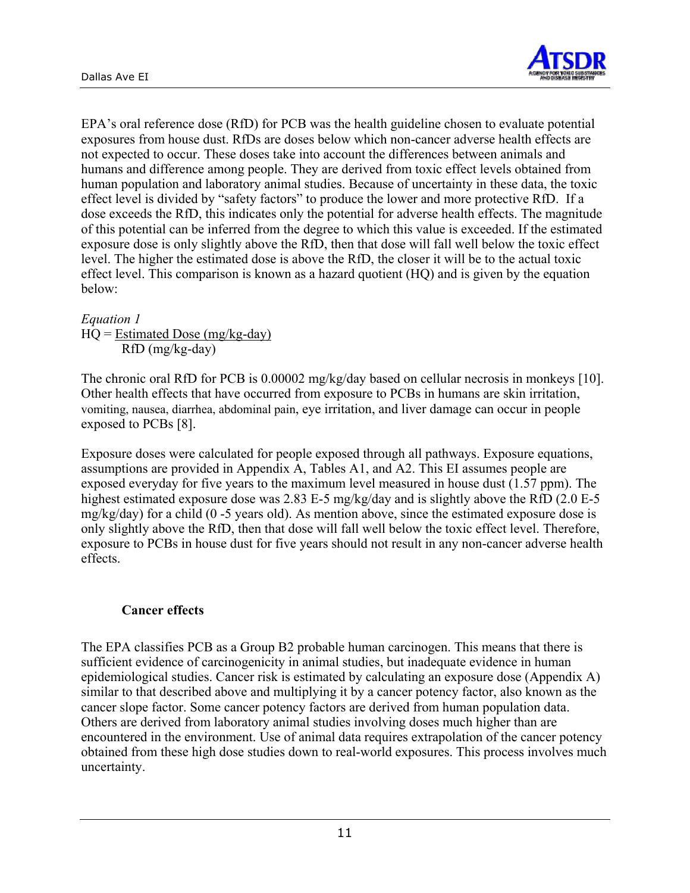EPA's oral reference dose (RfD) for PCB was the health guideline chosen to evaluate potential exposures from house dust. RfDs are doses below which non-cancer adverse health effects are not expected to occur. These doses take into account the differences between animals and humans and difference among people. They are derived from toxic effect levels obtained from human population and laboratory animal studies. Because of uncertainty in these data, the toxic effect level is divided by "safety factors" to produce the lower and more protective RfD. If a dose exceeds the RfD, this indicates only the potential for adverse health effects. The magnitude of this potential can be inferred from the degree to which this value is exceeded. If the estimated exposure dose is only slightly above the RfD, then that dose will fall well below the toxic effect level. The higher the estimated dose is above the RfD, the closer it will be to the actual toxic effect level. This comparison is known as a hazard quotient (HQ) and is given by the equation below:

*Equation 1*

$$HQ = \frac{\text{Estimated Dose (mg/kg-day)}}{\text{RfD (mg/kg-day)}}$$

The chronic oral RfD for PCB is 0.00002 mg/kg/day based on cellular necrosis in monkeys [10]. Other health effects that have occurred from exposure to PCBs in humans are skin irritation, vomiting, nausea, diarrhea, abdominal pain, eye irritation, and liver damage can occur in people exposed to PCBs [8].

Exposure doses were calculated for people exposed through all pathways. Exposure equations, assumptions are provided in Appendix A, Tables A1, and A2. This EI assumes people are exposed everyday for five years to the maximum level measured in house dust (1.57 ppm). The highest estimated exposure dose was 2.83 E-5 mg/kg/day and is slightly above the RfD (2.0 E-5 mg/kg/day) for a child (0 -5 years old). As mention above, since the estimated exposure dose is only slightly above the RfD, then that dose will fall well below the toxic effect level. Therefore, exposure to PCBs in house dust for five years should not result in any non-cancer adverse health effects.

**Cancer effects**

The EPA classifies PCB as a Group B2 probable human carcinogen. This means that there is sufficient evidence of carcinogenicity in animal studies, but inadequate evidence in human epidemiological studies. Cancer risk is estimated by calculating an exposure dose (Appendix A) similar to that described above and multiplying it by a cancer potency factor, also known as the cancer slope factor. Some cancer potency factors are derived from human population data. Others are derived from laboratory animal studies involving doses much higher than are encountered in the environment. Use of animal data requires extrapolation of the cancer potency obtained from these high dose studies down to real-world exposures. This process involves much uncertainty.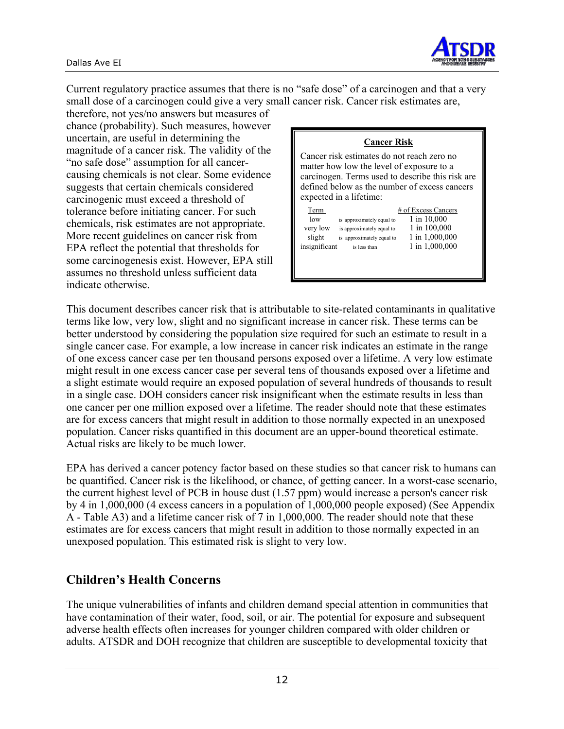Current regulatory practice assumes that there is no "safe dose" of a carcinogen and that a very small dose of a carcinogen could give a very small cancer risk. Cancer risk estimates are, therefore, not yes/no answers but measures of chance (probability). Such measures, however uncertain, are useful in determining the magnitude of a cancer risk. The validity of the "no safe dose" assumption for all cancer-causing chemicals is not clear. Some evidence suggests that certain chemicals considered carcinogenic must exceed a threshold of tolerance before initiating cancer. For such chemicals, risk estimates are not appropriate. More recent guidelines on cancer risk from EPA reflect the potential that thresholds for some carcinogenesis exist. However, EPA still assumes no threshold unless sufficient data indicate otherwise.

**Cancer Risk**

Cancer risk estimates do not reach zero no matter how low the level of exposure to a carcinogen. Terms used to describe this risk are defined below as the number of excess cancers expected in a lifetime:

| Term | | # of Excess Cancers |
|---|---|---|
| low | is approximately equal to | 1 in 10,000 |
| very low | is approximately equal to | 1 in 100,000 |
| slight | is approximately equal to | 1 in 1,000,000 |
| insignificant | is less than | 1 in 1,000,000 |

This document describes cancer risk that is attributable to site-related contaminants in qualitative terms like low, very low, slight and no significant increase in cancer risk. These terms can be better understood by considering the population size required for such an estimate to result in a single cancer case. For example, a low increase in cancer risk indicates an estimate in the range of one excess cancer case per ten thousand persons exposed over a lifetime. A very low estimate might result in one excess cancer case per several tens of thousands exposed over a lifetime and a slight estimate would require an exposed population of several hundreds of thousands to result in a single case. DOH considers cancer risk insignificant when the estimate results in less than one cancer per one million exposed over a lifetime. The reader should note that these estimates are for excess cancers that might result in addition to those normally expected in an unexposed population. Cancer risks quantified in this document are an upper-bound theoretical estimate. Actual risks are likely to be much lower.

EPA has derived a cancer potency factor based on these studies so that cancer risk to humans can be quantified. Cancer risk is the likelihood, or chance, of getting cancer. In a worst-case scenario, the current highest level of PCB in house dust (1.57 ppm) would increase a person's cancer risk by 4 in 1,000,000 (4 excess cancers in a population of 1,000,000 people exposed) (See Appendix A - Table A3) and a lifetime cancer risk of 7 in 1,000,000. The reader should note that these estimates are for excess cancers that might result in addition to those normally expected in an unexposed population. This estimated risk is slight to very low.

## Children's Health Concerns

The unique vulnerabilities of infants and children demand special attention in communities that have contamination of their water, food, soil, or air. The potential for exposure and subsequent adverse health effects often increases for younger children compared with older children or adults. ATSDR and DOH recognize that children are susceptible to developmental toxicity that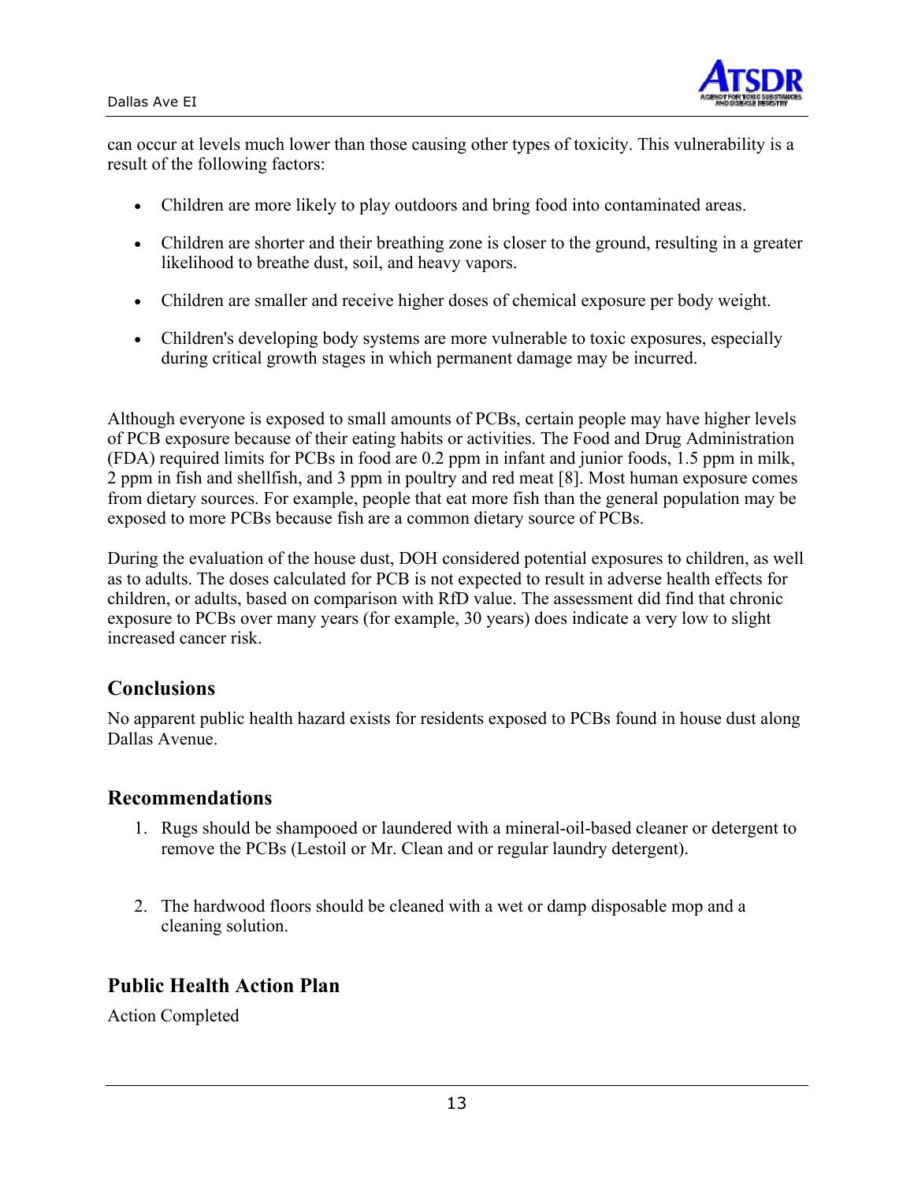can occur at levels much lower than those causing other types of toxicity. This vulnerability is a result of the following factors:

- Children are more likely to play outdoors and bring food into contaminated areas.
- Children are shorter and their breathing zone is closer to the ground, resulting in a greater likelihood to breathe dust, soil, and heavy vapors.
- Children are smaller and receive higher doses of chemical exposure per body weight.
- Children's developing body systems are more vulnerable to toxic exposures, especially during critical growth stages in which permanent damage may be incurred.

Although everyone is exposed to small amounts of PCBs, certain people may have higher levels of PCB exposure because of their eating habits or activities. The Food and Drug Administration (FDA) required limits for PCBs in food are 0.2 ppm in infant and junior foods, 1.5 ppm in milk, 2 ppm in fish and shellfish, and 3 ppm in poultry and red meat [8]. Most human exposure comes from dietary sources. For example, people that eat more fish than the general population may be exposed to more PCBs because fish are a common dietary source of PCBs.

During the evaluation of the house dust, DOH considered potential exposures to children, as well as to adults. The doses calculated for PCB is not expected to result in adverse health effects for children, or adults, based on comparison with RfD value. The assessment did find that chronic exposure to PCBs over many years (for example, 30 years) does indicate a very low to slight increased cancer risk.

## Conclusions

No apparent public health hazard exists for residents exposed to PCBs found in house dust along Dallas Avenue.

## Recommendations

1. Rugs should be shampooed or laundered with a mineral-oil-based cleaner or detergent to remove the PCBs (Lestoil or Mr. Clean and or regular laundry detergent).

2. The hardwood floors should be cleaned with a wet or damp disposable mop and a cleaning solution.

## Public Health Action Plan

Action Completed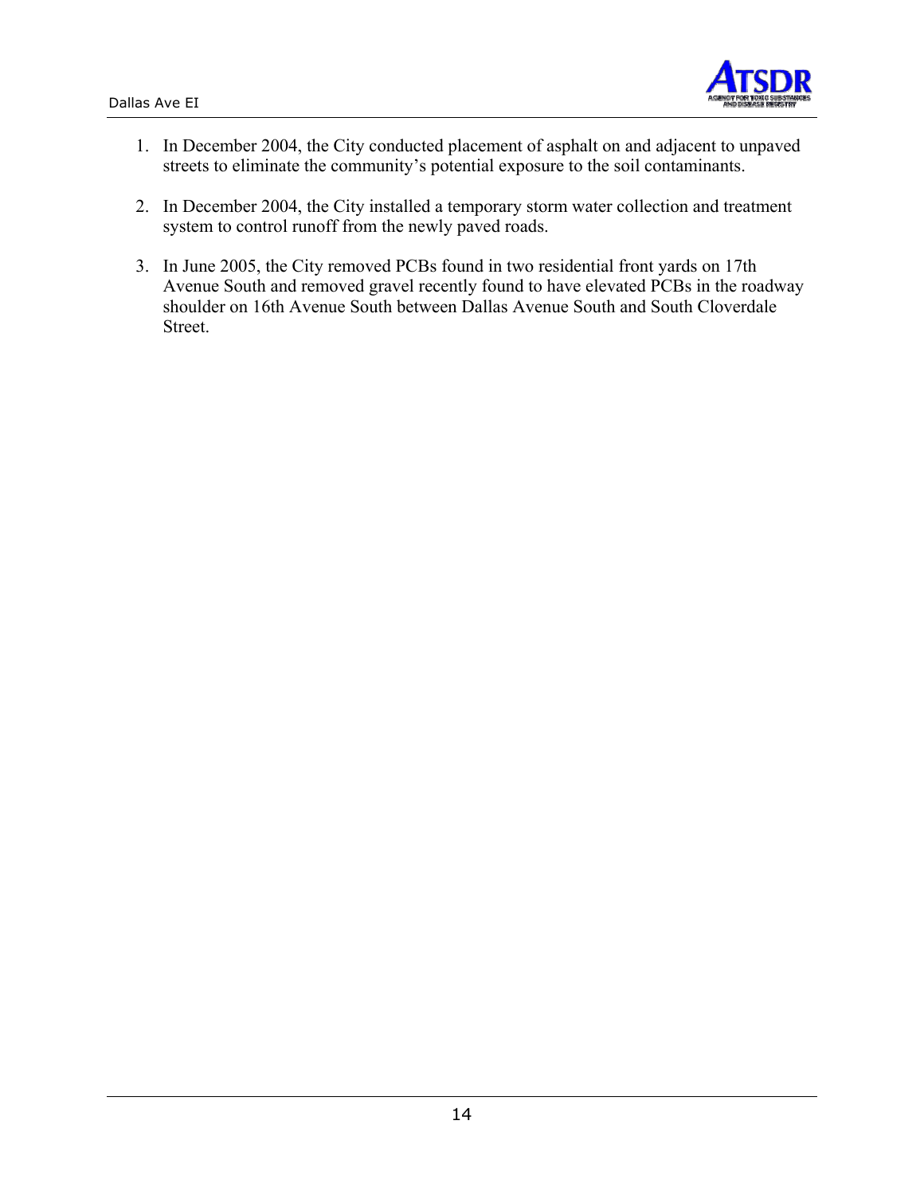1. In December 2004, the City conducted placement of asphalt on and adjacent to unpaved streets to eliminate the community's potential exposure to the soil contaminants.

2. In December 2004, the City installed a temporary storm water collection and treatment system to control runoff from the newly paved roads.

3. In June 2005, the City removed PCBs found in two residential front yards on 17th Avenue South and removed gravel recently found to have elevated PCBs in the roadway shoulder on 16th Avenue South between Dallas Avenue South and South Cloverdale Street.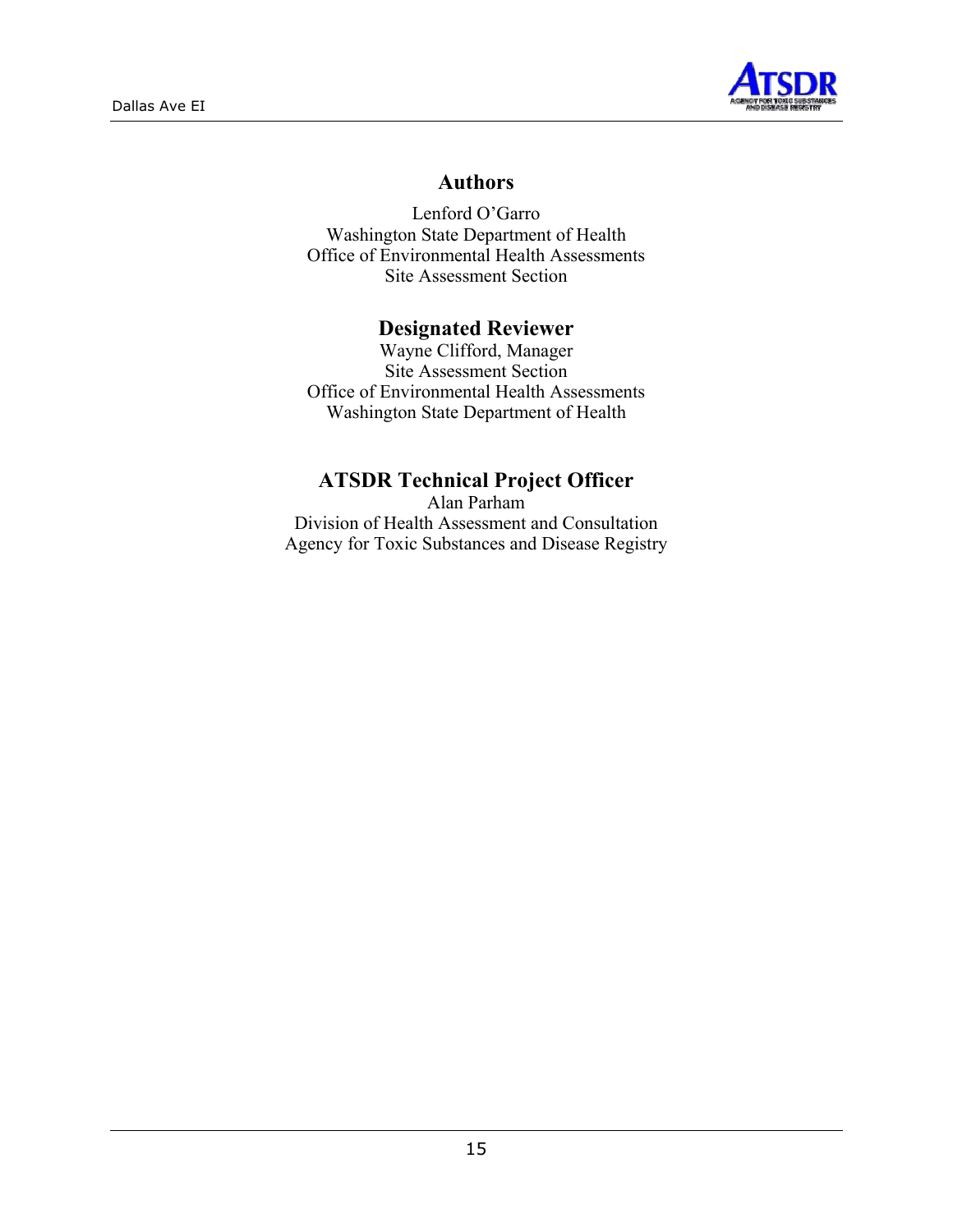## Authors

Lenford O'Garro
Washington State Department of Health
Office of Environmental Health Assessments
Site Assessment Section

## Designated Reviewer

Wayne Clifford, Manager
Site Assessment Section
Office of Environmental Health Assessments
Washington State Department of Health

## ATSDR Technical Project Officer

Alan Parham
Division of Health Assessment and Consultation
Agency for Toxic Substances and Disease Registry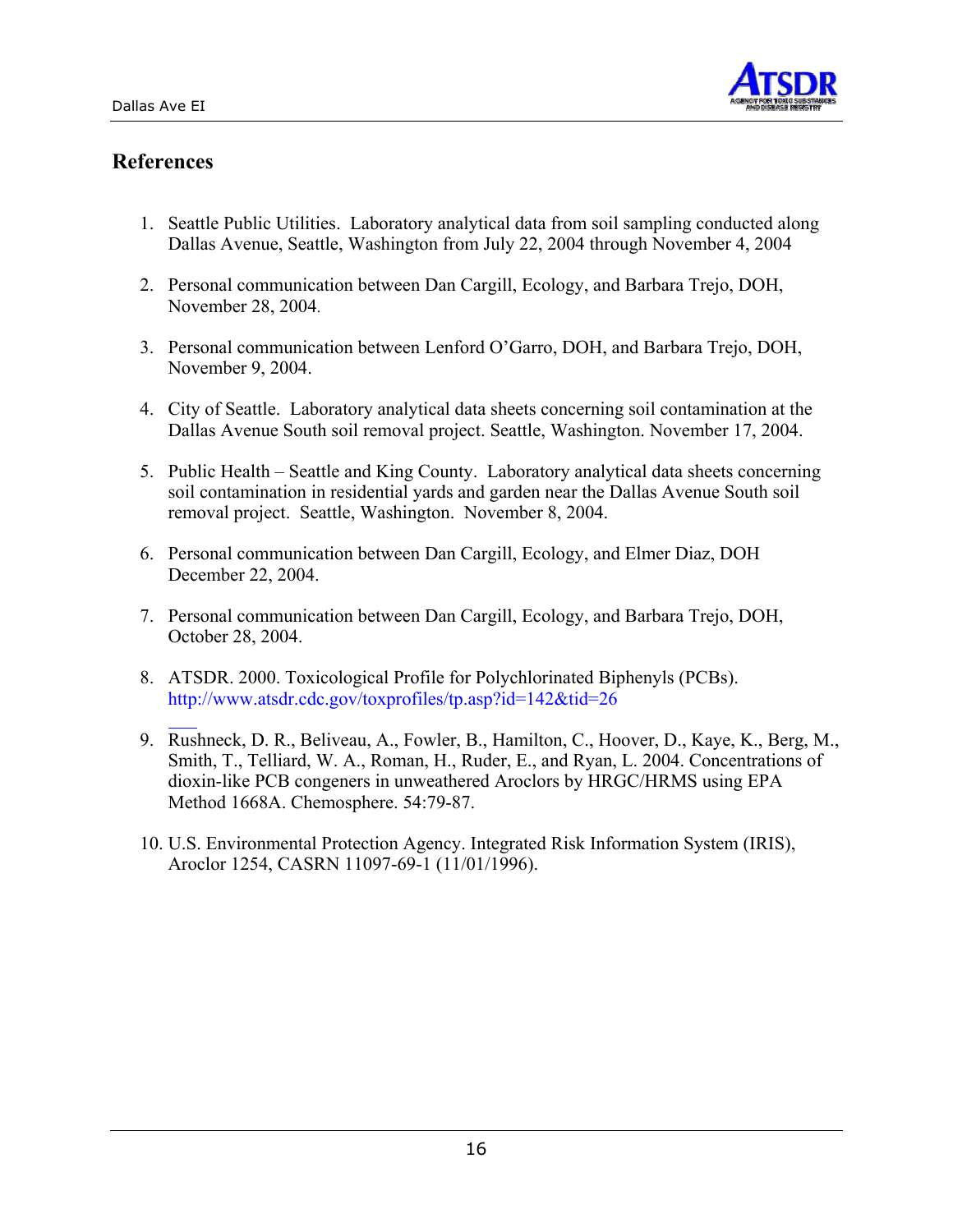## References

1. Seattle Public Utilities. Laboratory analytical data from soil sampling conducted along Dallas Avenue, Seattle, Washington from July 22, 2004 through November 4, 2004

2. Personal communication between Dan Cargill, Ecology, and Barbara Trejo, DOH, November 28, 2004.

3. Personal communication between Lenford O'Garro, DOH, and Barbara Trejo, DOH, November 9, 2004.

4. City of Seattle. Laboratory analytical data sheets concerning soil contamination at the Dallas Avenue South soil removal project. Seattle, Washington. November 17, 2004.

5. Public Health – Seattle and King County. Laboratory analytical data sheets concerning soil contamination in residential yards and garden near the Dallas Avenue South soil removal project. Seattle, Washington. November 8, 2004.

6. Personal communication between Dan Cargill, Ecology, and Elmer Diaz, DOH December 22, 2004.

7. Personal communication between Dan Cargill, Ecology, and Barbara Trejo, DOH, October 28, 2004.

8. ATSDR. 2000. Toxicological Profile for Polychlorinated Biphenyls (PCBs). http://www.atsdr.cdc.gov/toxprofiles/tp.asp?id=142&tid=26

9. Rushneck, D. R., Beliveau, A., Fowler, B., Hamilton, C., Hoover, D., Kaye, K., Berg, M., Smith, T., Telliard, W. A., Roman, H., Ruder, E., and Ryan, L. 2004. Concentrations of dioxin-like PCB congeners in unweathered Aroclors by HRGC/HRMS using EPA Method 1668A. Chemosphere. 54:79-87.

10. U.S. Environmental Protection Agency. Integrated Risk Information System (IRIS), Aroclor 1254, CASRN 11097-69-1 (11/01/1996).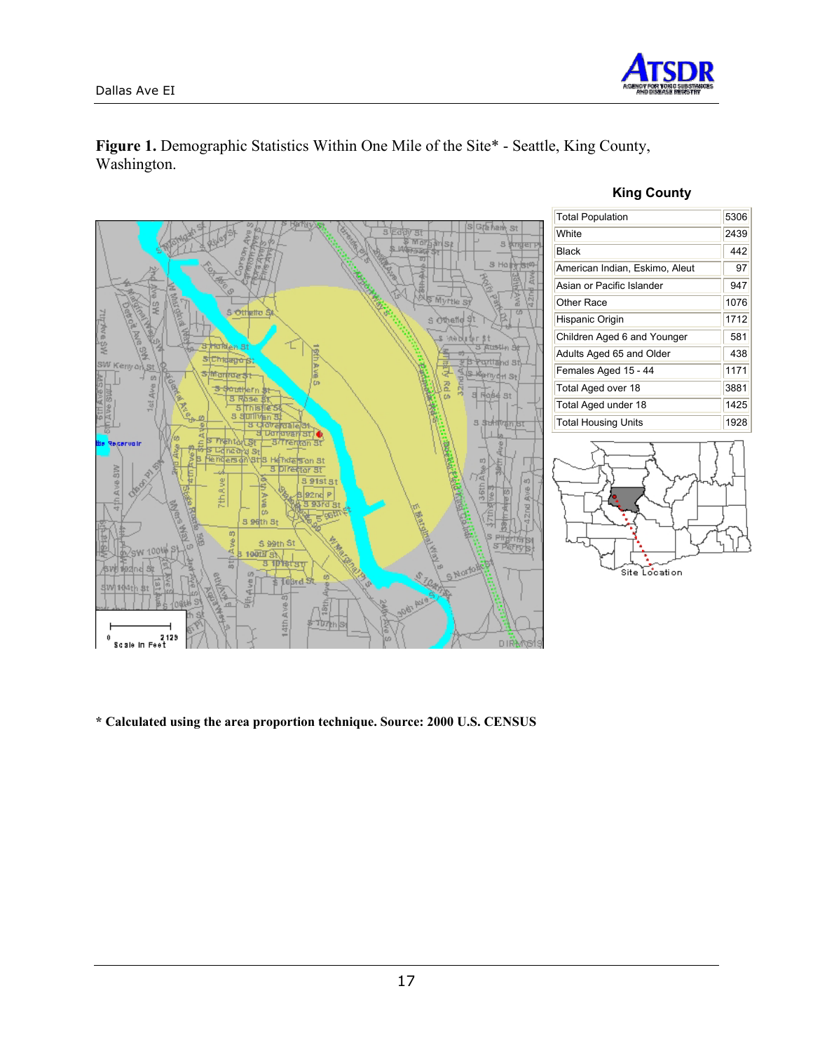**Figure 1.** Demographic Statistics Within One Mile of the Site* - Seattle, King County, Washington.

**King County**

| | |
|---|---|
| Total Population | 5306 |
| White | 2439 |
| Black | 442 |
| American Indian, Eskimo, Aleut | 97 |
| Asian or Pacific Islander | 947 |
| Other Race | 1076 |
| Hispanic Origin | 1712 |
| Children Aged 6 and Younger | 581 |
| Adults Aged 65 and Older | 438 |
| Females Aged 15 - 44 | 1171 |
| Total Aged over 18 | 3881 |
| Total Aged under 18 | 1425 |
| Total Housing Units | 1928 |

**\* Calculated using the area proportion technique. Source: 2000 U.S. CENSUS**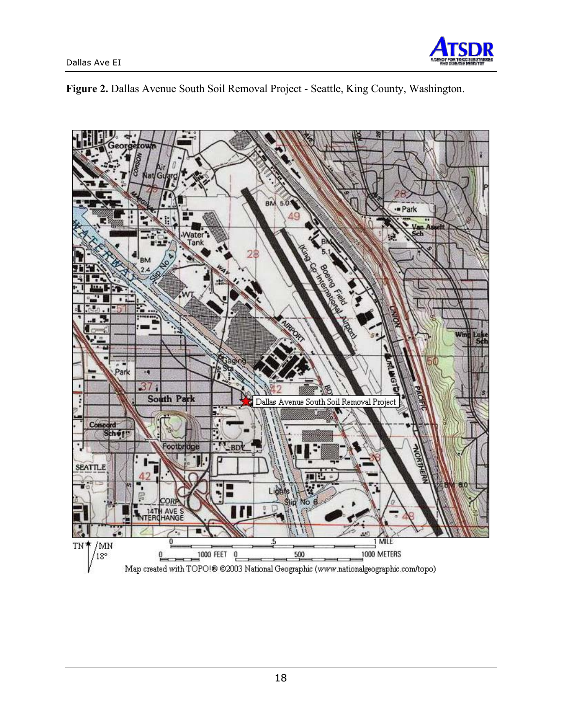**Figure 2.** Dallas Avenue South Soil Removal Project - Seattle, King County, Washington.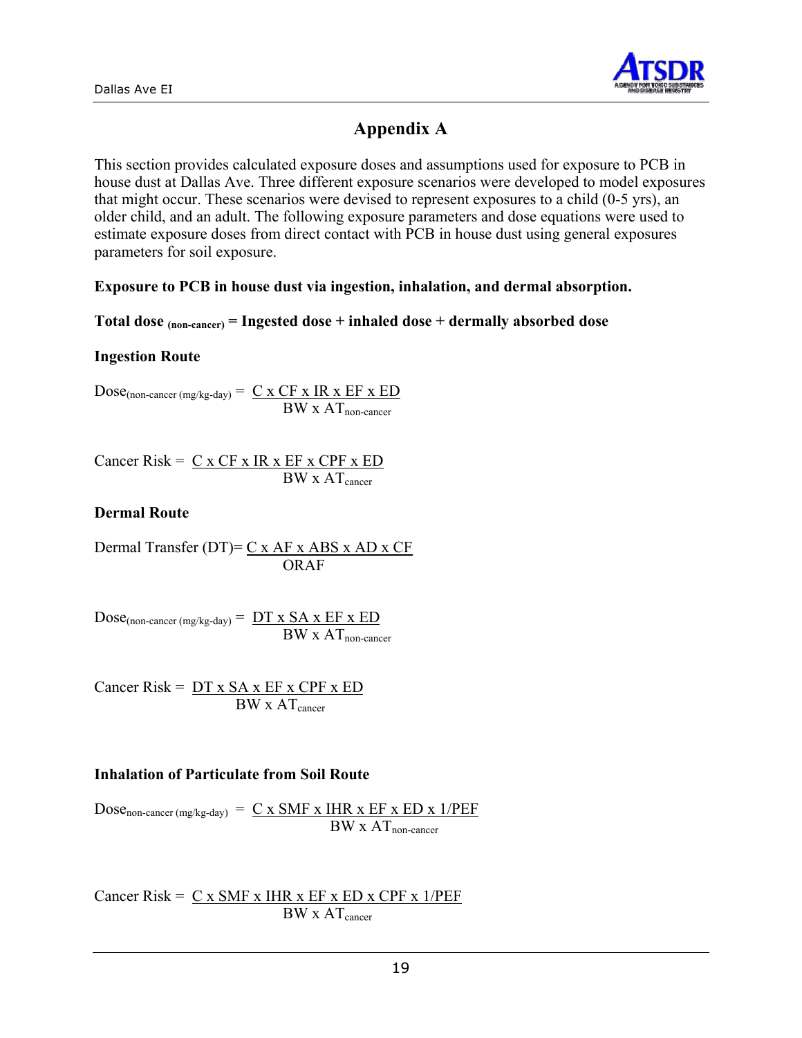# Appendix A

This section provides calculated exposure doses and assumptions used for exposure to PCB in house dust at Dallas Ave. Three different exposure scenarios were developed to model exposures that might occur. These scenarios were devised to represent exposures to a child (0-5 yrs), an older child, and an adult. The following exposure parameters and dose equations were used to estimate exposure doses from direct contact with PCB in house dust using general exposures parameters for soil exposure.

**Exposure to PCB in house dust via ingestion, inhalation, and dermal absorption.**

**Total dose $_{\text{(non-cancer)}}$ = Ingested dose + inhaled dose + dermally absorbed dose**

**Ingestion Route**

$$\text{Dose}_{\text{(non-cancer (mg/kg-day)}} = \frac{C \times CF \times IR \times EF \times ED}{BW \times AT_{\text{non-cancer}}}$$

$$\text{Cancer Risk} = \frac{C \times CF \times IR \times EF \times CPF \times ED}{BW \times AT_{\text{cancer}}}$$

**Dermal Route**

$$\text{Dermal Transfer (DT)} = \frac{C \times AF \times ABS \times AD \times CF}{ORAF}$$

$$\text{Dose}_{\text{(non-cancer (mg/kg-day)}} = \frac{DT \times SA \times EF \times ED}{BW \times AT_{\text{non-cancer}}}$$

$$\text{Cancer Risk} = \frac{DT \times SA \times EF \times CPF \times ED}{BW \times AT_{\text{cancer}}}$$

**Inhalation of Particulate from Soil Route**

$$\text{Dose}_{\text{non-cancer (mg/kg-day)}} = \frac{C \times SMF \times IHR \times EF \times ED \times 1/PEF}{BW \times AT_{\text{non-cancer}}}$$

$$\text{Cancer Risk} = \frac{C \times SMF \times IHR \times EF \times ED \times CPF \times 1/PEF}{BW \times AT_{\text{cancer}}}$$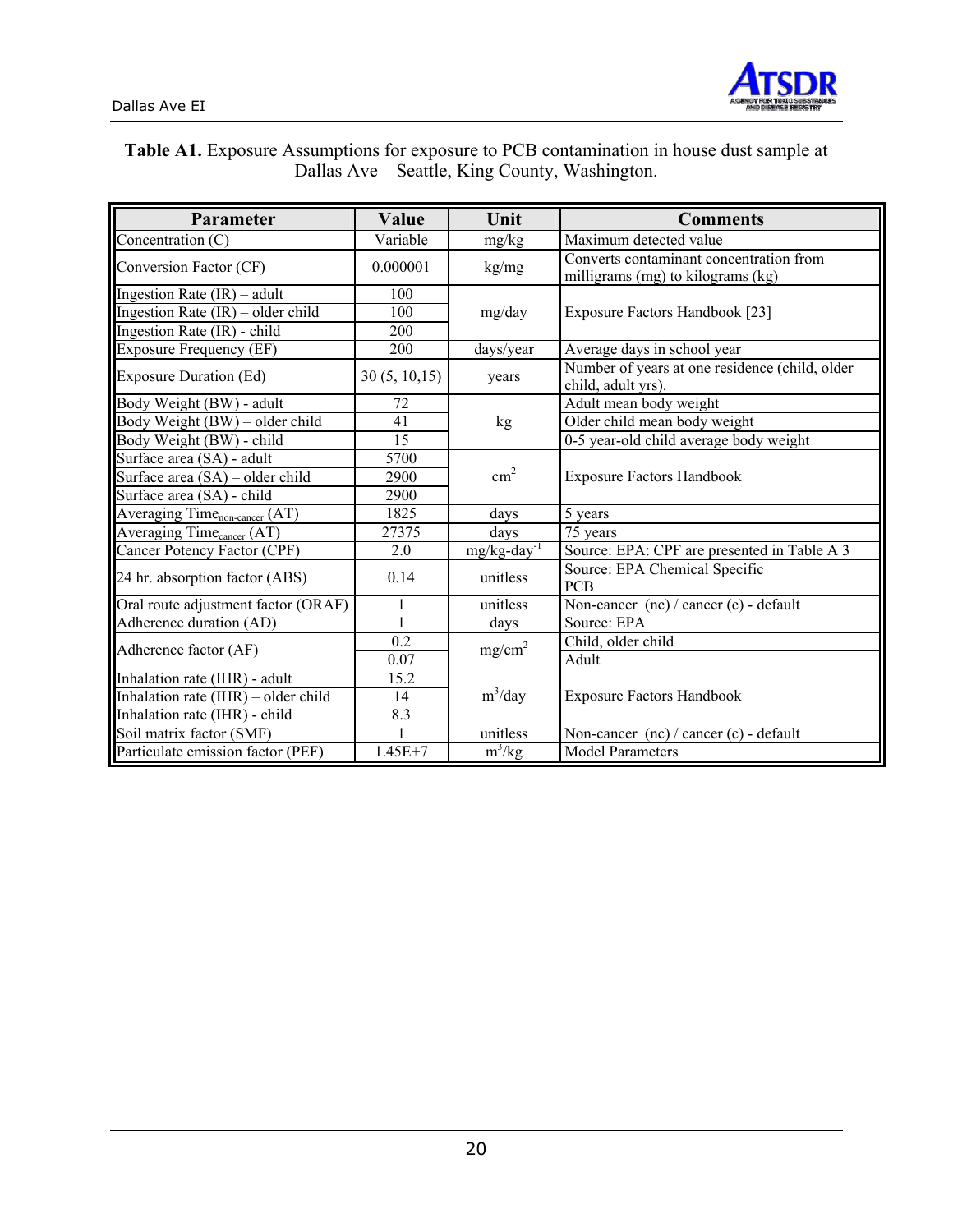**Table A1.** Exposure Assumptions for exposure to PCB contamination in house dust sample at Dallas Ave – Seattle, King County, Washington.

| Parameter | Value | Unit | Comments |
|---|---|---|---|
| Concentration (C) | Variable | mg/kg | Maximum detected value |
| Conversion Factor (CF) | 0.000001 | kg/mg | Converts contaminant concentration from milligrams (mg) to kilograms (kg) |
| Ingestion Rate (IR) – adult | 100 | mg/day | Exposure Factors Handbook [23] |
| Ingestion Rate (IR) – older child | 100 | | |
| Ingestion Rate (IR) - child | 200 | | |
| Exposure Frequency (EF) | 200 | days/year | Average days in school year |
| Exposure Duration (Ed) | 30 (5, 10,15) | years | Number of years at one residence (child, older child, adult yrs). |
| Body Weight (BW) - adult | 72 | kg | Adult mean body weight |
| Body Weight (BW) – older child | 41 | | Older child mean body weight |
| Body Weight (BW) - child | 15 | | 0-5 year-old child average body weight |
| Surface area (SA) - adult | 5700 | $cm^2$ | Exposure Factors Handbook |
| Surface area (SA) – older child | 2900 | | |
| Surface area (SA) - child | 2900 | | |
| Averaging Time$_{non-cancer}$ (AT) | 1825 | days | 5 years |
| Averaging Time$_{cancer}$ (AT) | 27375 | days | 75 years |
| Cancer Potency Factor (CPF) | 2.0 | mg/kg-day$^{-1}$ | Source: EPA: CPF are presented in Table A 3 |
| 24 hr. absorption factor (ABS) | 0.14 | unitless | Source: EPA Chemical Specific PCB |
| Oral route adjustment factor (ORAF) | 1 | unitless | Non-cancer (nc) / cancer (c) - default |
| Adherence duration (AD) | 1 | days | Source: EPA |
| Adherence factor (AF) | 0.2 | $mg/cm^2$ | Child, older child |
| | 0.07 | | Adult |
| Inhalation rate (IHR) - adult | 15.2 | $m^3$/day | Exposure Factors Handbook |
| Inhalation rate (IHR) – older child | 14 | | |
| Inhalation rate (IHR) - child | 8.3 | | |
| Soil matrix factor (SMF) | 1 | unitless | Non-cancer (nc) / cancer (c) - default |
| Particulate emission factor (PEF) | 1.45E+7 | $m^3$/kg | Model Parameters |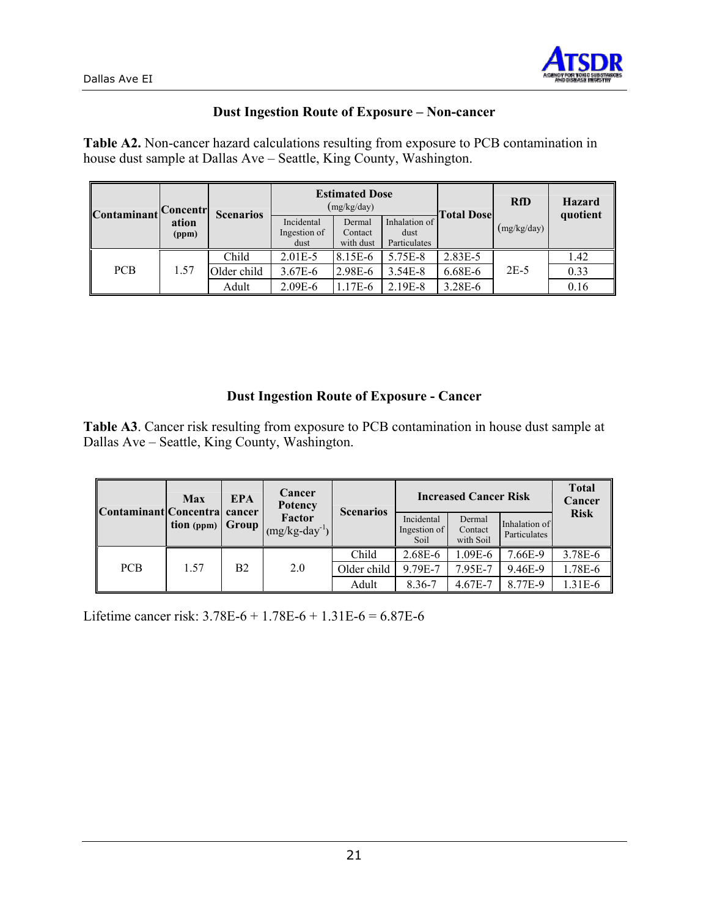## Dust Ingestion Route of Exposure – Non-cancer

**Table A2.** Non-cancer hazard calculations resulting from exposure to PCB contamination in house dust sample at Dallas Ave – Seattle, King County, Washington.

| Contaminant | Concentration (ppm) | Scenarios | Estimated Dose (mg/kg/day) | | | Total Dose | RfD (mg/kg/day) | Hazard quotient |
|---|---|---|---|---|---|---|---|---|
| | | | Incidental Ingestion of dust | Dermal Contact with dust | Inhalation of dust Particulates | | | |
| PCB | 1.57 | Child | 2.01E-5 | 8.15E-6 | 5.75E-8 | 2.83E-5 | 2E-5 | 1.42 |
| | | Older child | 3.67E-6 | 2.98E-6 | 3.54E-8 | 6.68E-6 | | 0.33 |
| | | Adult | 2.09E-6 | 1.17E-6 | 2.19E-8 | 3.28E-6 | | 0.16 |

## Dust Ingestion Route of Exposure - Cancer

**Table A3**. Cancer risk resulting from exposure to PCB contamination in house dust sample at Dallas Ave – Seattle, King County, Washington.

| Contaminant | Max Concentration (ppm) | EPA cancer Group | Cancer Potency Factor (mg/kg-day$^{-1}$) | Scenarios | Increased Cancer Risk | | | Total Cancer Risk |
|---|---|---|---|---|---|---|---|---|
| | | | | | Incidental Ingestion of Soil | Dermal Contact with Soil | Inhalation of Particulates | |
| PCB | 1.57 | B2 | 2.0 | Child | 2.68E-6 | 1.09E-6 | 7.66E-9 | 3.78E-6 |
| | | | | Older child | 9.79E-7 | 7.95E-7 | 9.46E-9 | 1.78E-6 |
| | | | | Adult | 8.36-7 | 4.67E-7 | 8.77E-9 | 1.31E-6 |

Lifetime cancer risk: 3.78E-6 + 1.78E-6 + 1.31E-6 = 6.87E-6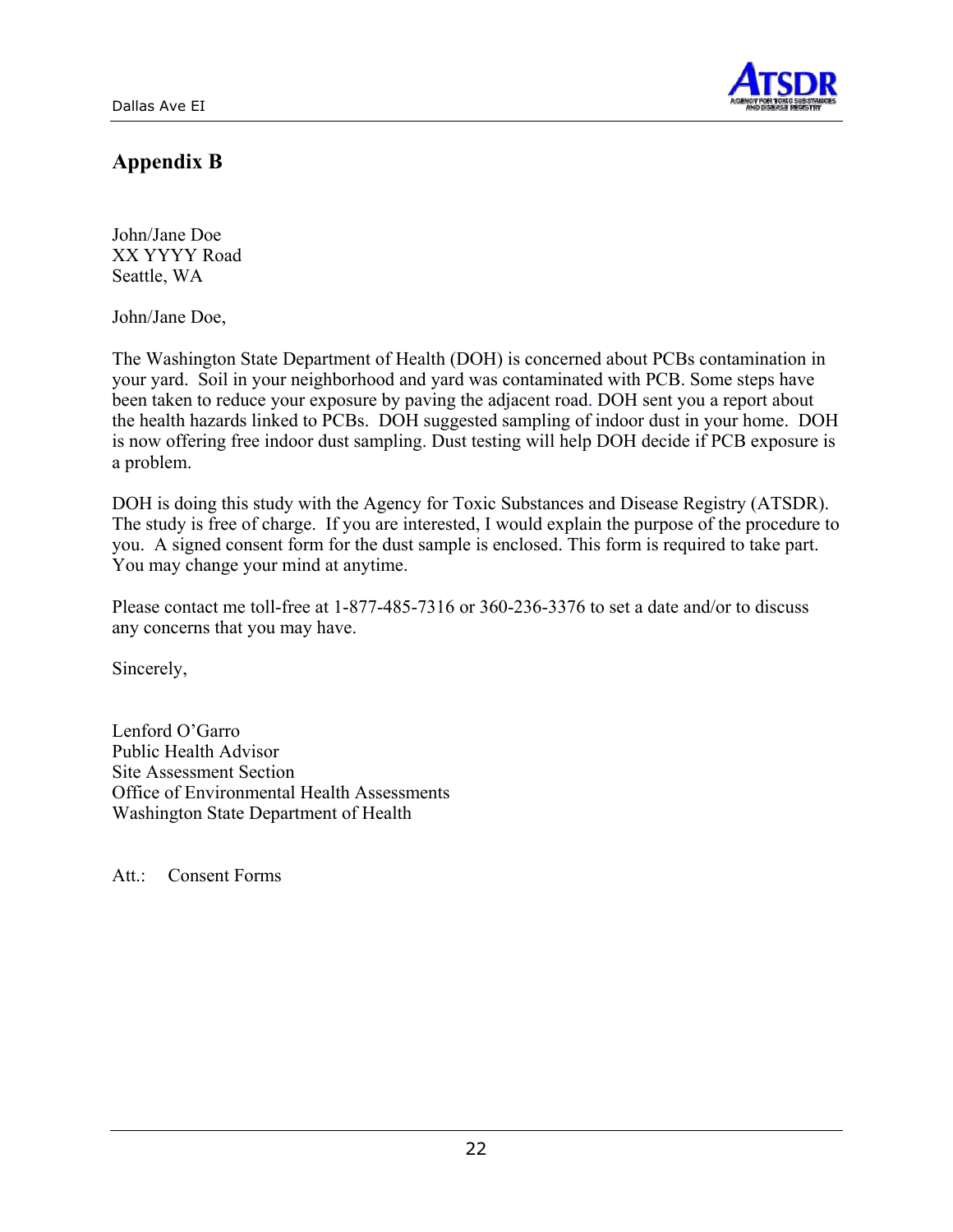## Appendix B

John/Jane Doe
XX YYYY Road
Seattle, WA

John/Jane Doe,

The Washington State Department of Health (DOH) is concerned about PCBs contamination in your yard. Soil in your neighborhood and yard was contaminated with PCB. Some steps have been taken to reduce your exposure by paving the adjacent road. DOH sent you a report about the health hazards linked to PCBs. DOH suggested sampling of indoor dust in your home. DOH is now offering free indoor dust sampling. Dust testing will help DOH decide if PCB exposure is a problem.

DOH is doing this study with the Agency for Toxic Substances and Disease Registry (ATSDR). The study is free of charge. If you are interested, I would explain the purpose of the procedure to you. A signed consent form for the dust sample is enclosed. This form is required to take part. You may change your mind at anytime.

Please contact me toll-free at 1-877-485-7316 or 360-236-3376 to set a date and/or to discuss any concerns that you may have.

Sincerely,

Lenford O'Garro
Public Health Advisor
Site Assessment Section
Office of Environmental Health Assessments
Washington State Department of Health

Att.: Consent Forms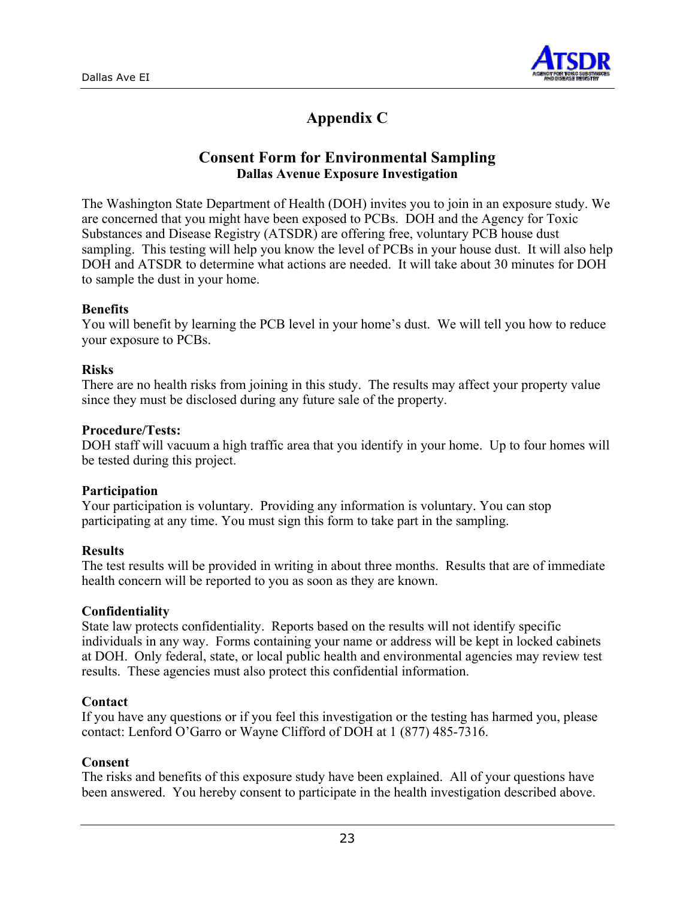# Appendix C

## Consent Form for Environmental Sampling

### Dallas Avenue Exposure Investigation

The Washington State Department of Health (DOH) invites you to join in an exposure study. We are concerned that you might have been exposed to PCBs. DOH and the Agency for Toxic Substances and Disease Registry (ATSDR) are offering free, voluntary PCB house dust sampling. This testing will help you know the level of PCBs in your house dust. It will also help DOH and ATSDR to determine what actions are needed. It will take about 30 minutes for DOH to sample the dust in your home.

**Benefits**
You will benefit by learning the PCB level in your home's dust. We will tell you how to reduce your exposure to PCBs.

**Risks**
There are no health risks from joining in this study. The results may affect your property value since they must be disclosed during any future sale of the property.

**Procedure/Tests:**
DOH staff will vacuum a high traffic area that you identify in your home. Up to four homes will be tested during this project.

**Participation**
Your participation is voluntary. Providing any information is voluntary. You can stop participating at any time. You must sign this form to take part in the sampling.

**Results**
The test results will be provided in writing in about three months. Results that are of immediate health concern will be reported to you as soon as they are known.

**Confidentiality**
State law protects confidentiality. Reports based on the results will not identify specific individuals in any way. Forms containing your name or address will be kept in locked cabinets at DOH. Only federal, state, or local public health and environmental agencies may review test results. These agencies must also protect this confidential information.

**Contact**
If you have any questions or if you feel this investigation or the testing has harmed you, please contact: Lenford O'Garro or Wayne Clifford of DOH at 1 (877) 485-7316.

**Consent**
The risks and benefits of this exposure study have been explained. All of your questions have been answered. You hereby consent to participate in the health investigation described above.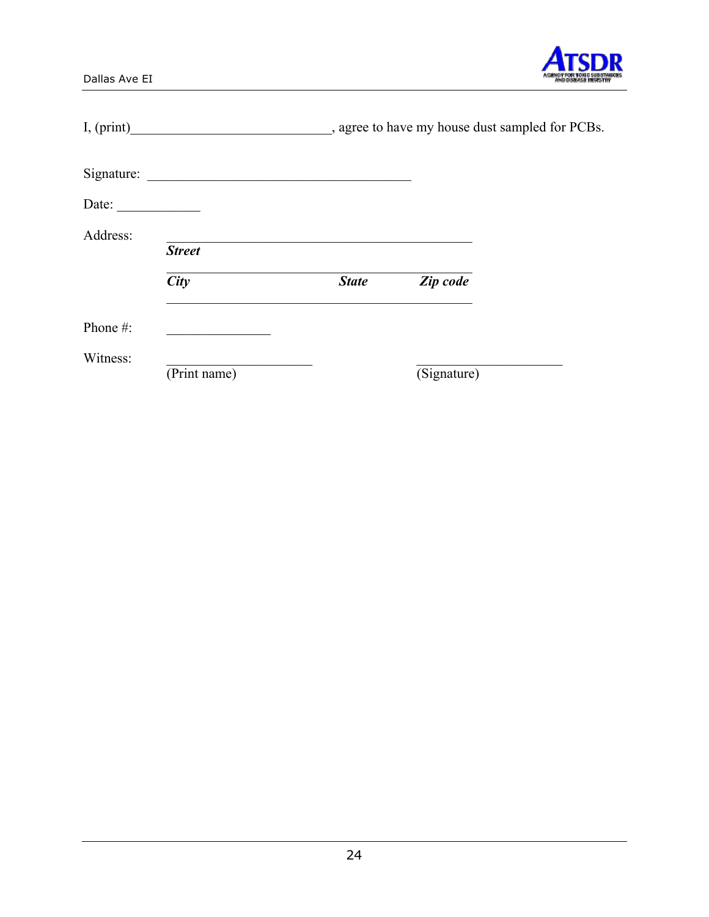I, (print)_____________________________, agree to have my house dust sampled for PCBs.

Signature: _______________________________________

Date: ____________

Address: _____________________________________________

***Street***

_____________________________________________

***City*** ***State*** ***Zip code***

_____________________________________________

Phone #: _______________

Witness: _____________________ _____________________

(Print name) (Signature)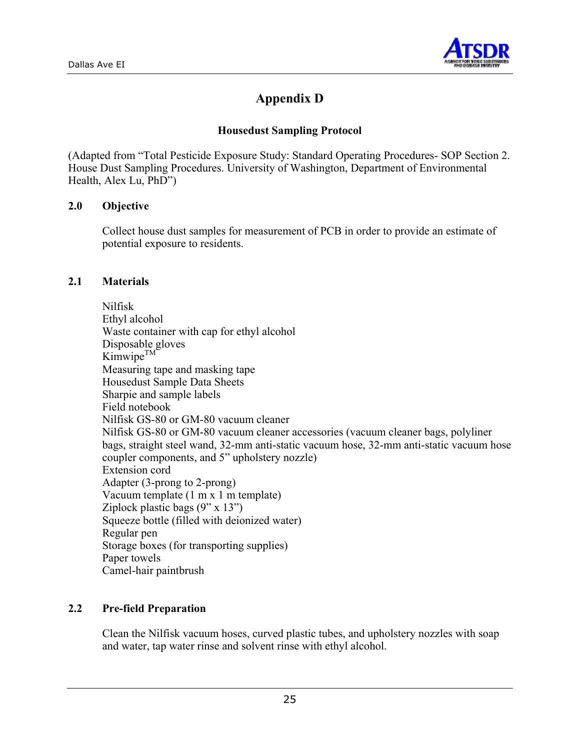# Appendix D

## Housedust Sampling Protocol

(Adapted from "Total Pesticide Exposure Study: Standard Operating Procedures- SOP Section 2. House Dust Sampling Procedures. University of Washington, Department of Environmental Health, Alex Lu, PhD")

### 2.0 Objective

Collect house dust samples for measurement of PCB in order to provide an estimate of potential exposure to residents.

### 2.1 Materials

Nilfisk
Ethyl alcohol
Waste container with cap for ethyl alcohol
Disposable gloves
Kimwipe™
Measuring tape and masking tape
Housedust Sample Data Sheets
Sharpie and sample labels
Field notebook
Nilfisk GS-80 or GM-80 vacuum cleaner
Nilfisk GS-80 or GM-80 vacuum cleaner accessories (vacuum cleaner bags, polyliner bags, straight steel wand, 32-mm anti-static vacuum hose, 32-mm anti-static vacuum hose coupler components, and 5" upholstery nozzle)
Extension cord
Adapter (3-prong to 2-prong)
Vacuum template (1 m x 1 m template)
Ziplock plastic bags (9" x 13")
Squeeze bottle (filled with deionized water)
Regular pen
Storage boxes (for transporting supplies)
Paper towels
Camel-hair paintbrush

### 2.2 Pre-field Preparation

Clean the Nilfisk vacuum hoses, curved plastic tubes, and upholstery nozzles with soap and water, tap water rinse and solvent rinse with ethyl alcohol.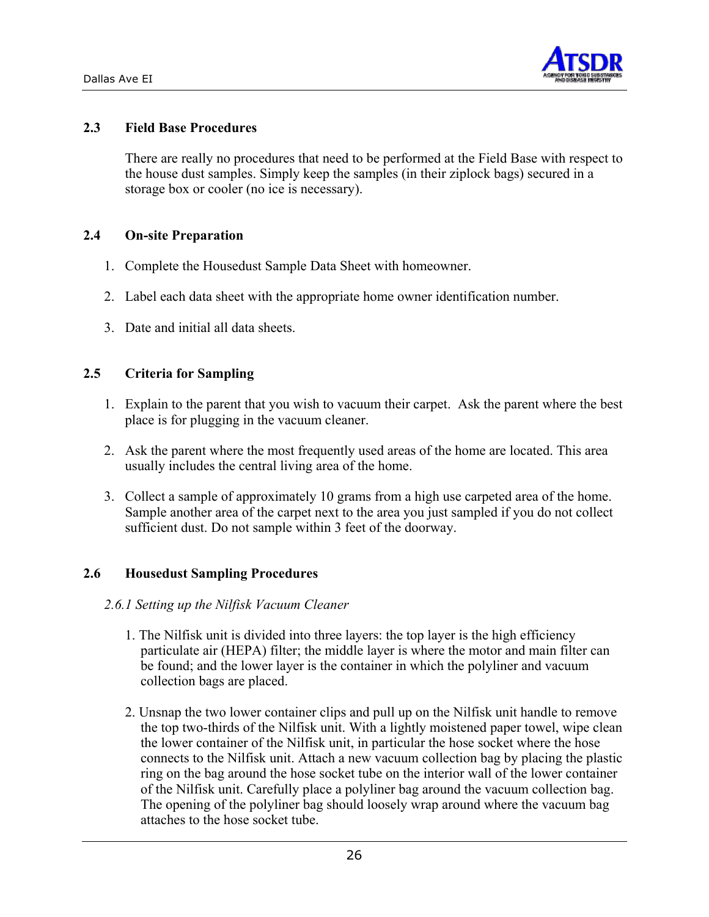## 2.3 Field Base Procedures

There are really no procedures that need to be performed at the Field Base with respect to the house dust samples. Simply keep the samples (in their ziplock bags) secured in a storage box or cooler (no ice is necessary).

## 2.4 On-site Preparation

1. Complete the Housedust Sample Data Sheet with homeowner.
2. Label each data sheet with the appropriate home owner identification number.
3. Date and initial all data sheets.

## 2.5 Criteria for Sampling

1. Explain to the parent that you wish to vacuum their carpet. Ask the parent where the best place is for plugging in the vacuum cleaner.
2. Ask the parent where the most frequently used areas of the home are located. This area usually includes the central living area of the home.
3. Collect a sample of approximately 10 grams from a high use carpeted area of the home. Sample another area of the carpet next to the area you just sampled if you do not collect sufficient dust. Do not sample within 3 feet of the doorway.

## 2.6 Housedust Sampling Procedures

### *2.6.1 Setting up the Nilfisk Vacuum Cleaner*

1. The Nilfisk unit is divided into three layers: the top layer is the high efficiency particulate air (HEPA) filter; the middle layer is where the motor and main filter can be found; and the lower layer is the container in which the polyliner and vacuum collection bags are placed.
2. Unsnap the two lower container clips and pull up on the Nilfisk unit handle to remove the top two-thirds of the Nilfisk unit. With a lightly moistened paper towel, wipe clean the lower container of the Nilfisk unit, in particular the hose socket where the hose connects to the Nilfisk unit. Attach a new vacuum collection bag by placing the plastic ring on the bag around the hose socket tube on the interior wall of the lower container of the Nilfisk unit. Carefully place a polyliner bag around the vacuum collection bag. The opening of the polyliner bag should loosely wrap around where the vacuum bag attaches to the hose socket tube.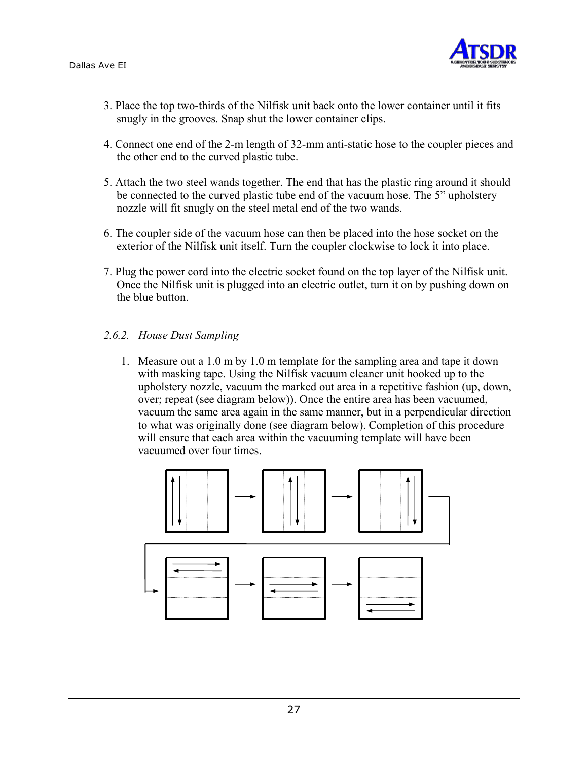3. Place the top two-thirds of the Nilfisk unit back onto the lower container until it fits snugly in the grooves. Snap shut the lower container clips.

4. Connect one end of the 2-m length of 32-mm anti-static hose to the coupler pieces and the other end to the curved plastic tube.

5. Attach the two steel wands together. The end that has the plastic ring around it should be connected to the curved plastic tube end of the vacuum hose. The 5" upholstery nozzle will fit snugly on the steel metal end of the two wands.

6. The coupler side of the vacuum hose can then be placed into the hose socket on the exterior of the Nilfisk unit itself. Turn the coupler clockwise to lock it into place.

7. Plug the power cord into the electric socket found on the top layer of the Nilfisk unit. Once the Nilfisk unit is plugged into an electric outlet, turn it on by pushing down on the blue button.

#### *2.6.2. House Dust Sampling*

1. Measure out a 1.0 m by 1.0 m template for the sampling area and tape it down with masking tape. Using the Nilfisk vacuum cleaner unit hooked up to the upholstery nozzle, vacuum the marked out area in a repetitive fashion (up, down, over; repeat (see diagram below)). Once the entire area has been vacuumed, vacuum the same area again in the same manner, but in a perpendicular direction to what was originally done (see diagram below). Completion of this procedure will ensure that each area within the vacuuming template will have been vacuumed over four times.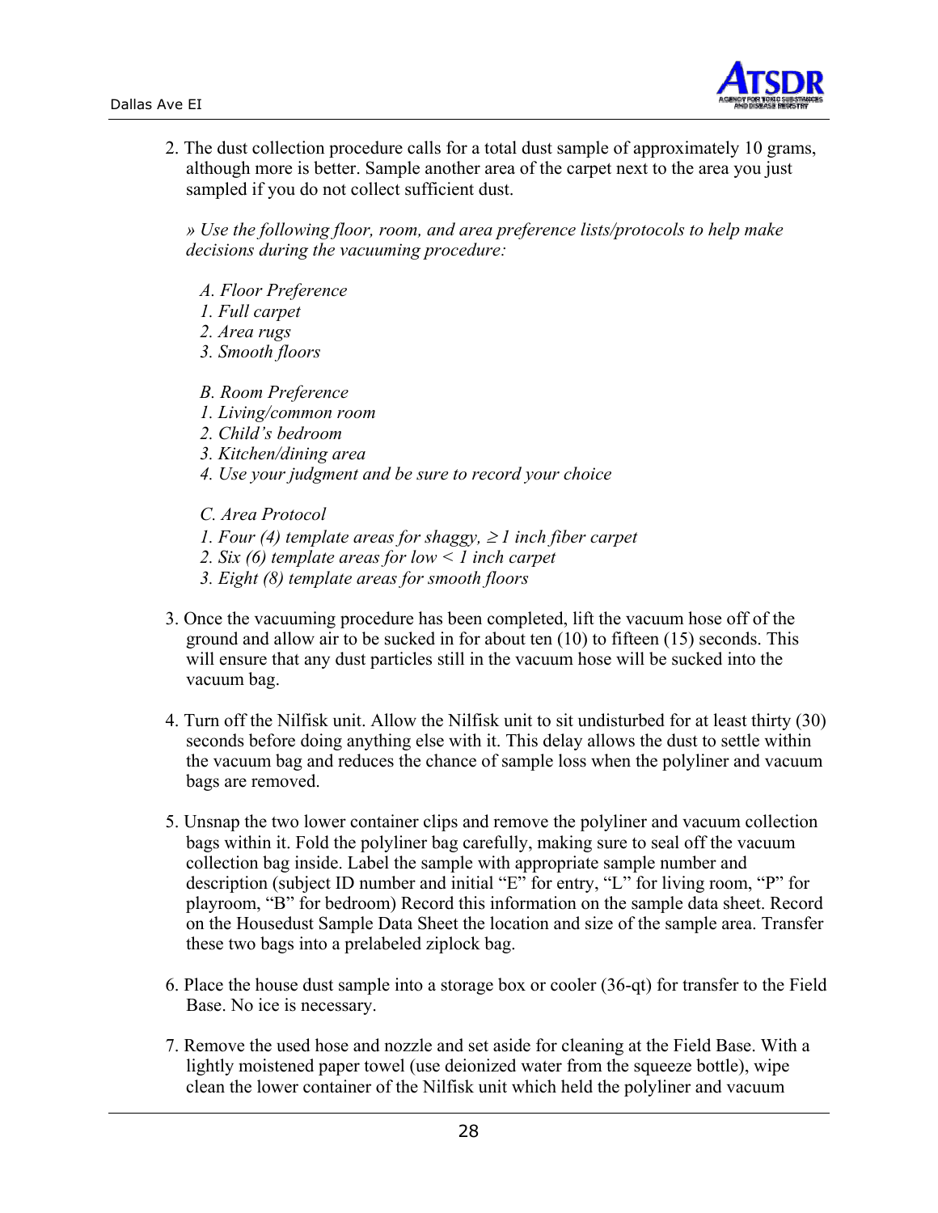2. The dust collection procedure calls for a total dust sample of approximately 10 grams, although more is better. Sample another area of the carpet next to the area you just sampled if you do not collect sufficient dust.

   *» Use the following floor, room, and area preference lists/protocols to help make decisions during the vacuuming procedure:*

   *A. Floor Preference*
   *1. Full carpet*
   *2. Area rugs*
   *3. Smooth floors*

   *B. Room Preference*
   *1. Living/common room*
   *2. Child's bedroom*
   *3. Kitchen/dining area*
   *4. Use your judgment and be sure to record your choice*

   *C. Area Protocol*
   *1. Four (4) template areas for shaggy, ≥ 1 inch fiber carpet*
   *2. Six (6) template areas for low < 1 inch carpet*
   *3. Eight (8) template areas for smooth floors*

3. Once the vacuuming procedure has been completed, lift the vacuum hose off of the ground and allow air to be sucked in for about ten (10) to fifteen (15) seconds. This will ensure that any dust particles still in the vacuum hose will be sucked into the vacuum bag.

4. Turn off the Nilfisk unit. Allow the Nilfisk unit to sit undisturbed for at least thirty (30) seconds before doing anything else with it. This delay allows the dust to settle within the vacuum bag and reduces the chance of sample loss when the polyliner and vacuum bags are removed.

5. Unsnap the two lower container clips and remove the polyliner and vacuum collection bags within it. Fold the polyliner bag carefully, making sure to seal off the vacuum collection bag inside. Label the sample with appropriate sample number and description (subject ID number and initial "E" for entry, "L" for living room, "P" for playroom, "B" for bedroom) Record this information on the sample data sheet. Record on the Housedust Sample Data Sheet the location and size of the sample area. Transfer these two bags into a prelabeled ziplock bag.

6. Place the house dust sample into a storage box or cooler (36-qt) for transfer to the Field Base. No ice is necessary.

7. Remove the used hose and nozzle and set aside for cleaning at the Field Base. With a lightly moistened paper towel (use deionized water from the squeeze bottle), wipe clean the lower container of the Nilfisk unit which held the polyliner and vacuum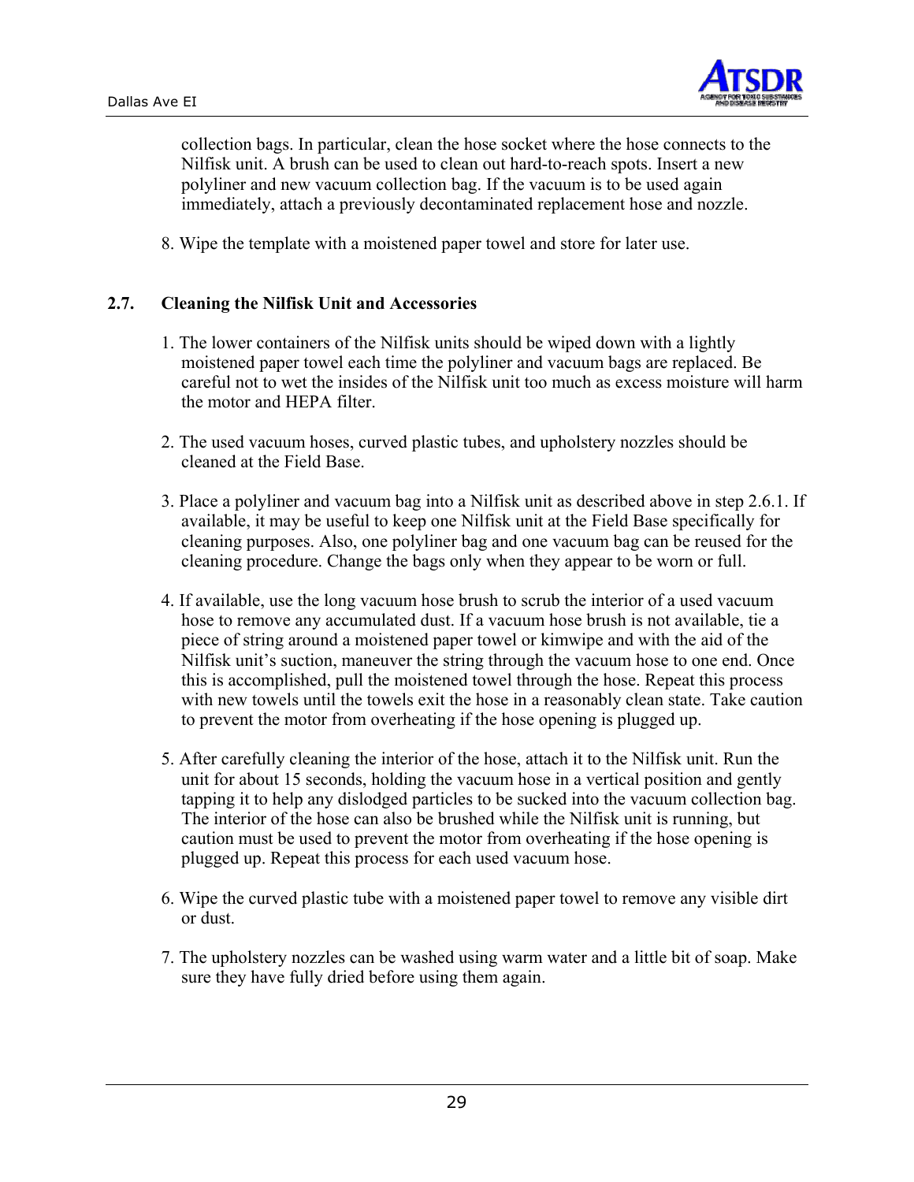collection bags. In particular, clean the hose socket where the hose connects to the Nilfisk unit. A brush can be used to clean out hard-to-reach spots. Insert a new polyliner and new vacuum collection bag. If the vacuum is to be used again immediately, attach a previously decontaminated replacement hose and nozzle.

8. Wipe the template with a moistened paper towel and store for later use.

## 2.7. Cleaning the Nilfisk Unit and Accessories

1. The lower containers of the Nilfisk units should be wiped down with a lightly moistened paper towel each time the polyliner and vacuum bags are replaced. Be careful not to wet the insides of the Nilfisk unit too much as excess moisture will harm the motor and HEPA filter.

2. The used vacuum hoses, curved plastic tubes, and upholstery nozzles should be cleaned at the Field Base.

3. Place a polyliner and vacuum bag into a Nilfisk unit as described above in step 2.6.1. If available, it may be useful to keep one Nilfisk unit at the Field Base specifically for cleaning purposes. Also, one polyliner bag and one vacuum bag can be reused for the cleaning procedure. Change the bags only when they appear to be worn or full.

4. If available, use the long vacuum hose brush to scrub the interior of a used vacuum hose to remove any accumulated dust. If a vacuum hose brush is not available, tie a piece of string around a moistened paper towel or kimwipe and with the aid of the Nilfisk unit's suction, maneuver the string through the vacuum hose to one end. Once this is accomplished, pull the moistened towel through the hose. Repeat this process with new towels until the towels exit the hose in a reasonably clean state. Take caution to prevent the motor from overheating if the hose opening is plugged up.

5. After carefully cleaning the interior of the hose, attach it to the Nilfisk unit. Run the unit for about 15 seconds, holding the vacuum hose in a vertical position and gently tapping it to help any dislodged particles to be sucked into the vacuum collection bag. The interior of the hose can also be brushed while the Nilfisk unit is running, but caution must be used to prevent the motor from overheating if the hose opening is plugged up. Repeat this process for each used vacuum hose.

6. Wipe the curved plastic tube with a moistened paper towel to remove any visible dirt or dust.

7. The upholstery nozzles can be washed using warm water and a little bit of soap. Make sure they have fully dried before using them again.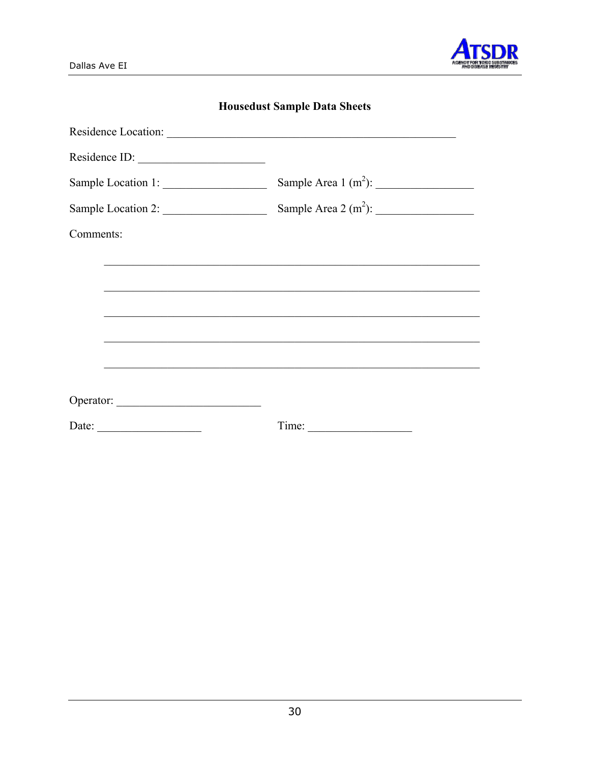## Housedust Sample Data Sheets

Residence Location: ____________________________________________________

Residence ID: _______________________

Sample Location 1: ___________________ Sample Area 1 ($m^2$): __________________

Sample Location 2: ___________________ Sample Area 2 ($m^2$): __________________

Comments:

____________________________________________________________________

____________________________________________________________________

____________________________________________________________________

____________________________________________________________________

____________________________________________________________________

Operator: __________________________

Date: ___________________ Time: ___________________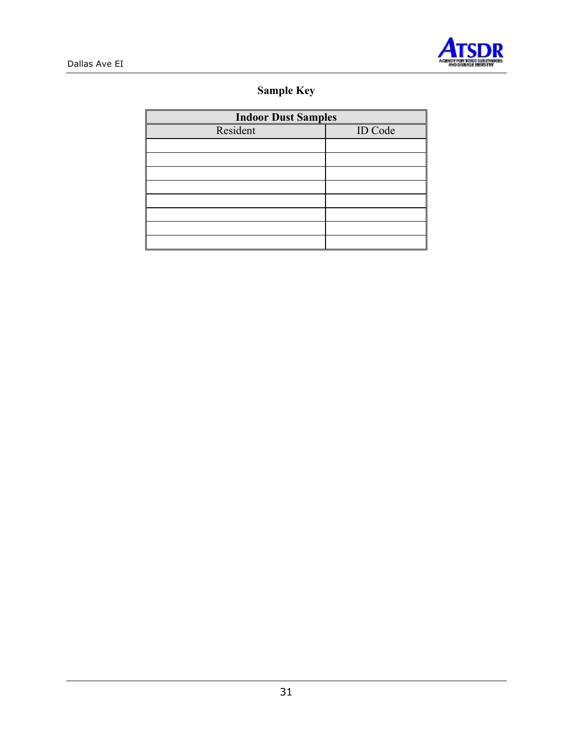## Sample Key

| Indoor Dust Samples | |
|---|---|
| Resident | ID Code |
| | |
| | |
| | |
| | |
| | |
| | |
| | |
| | |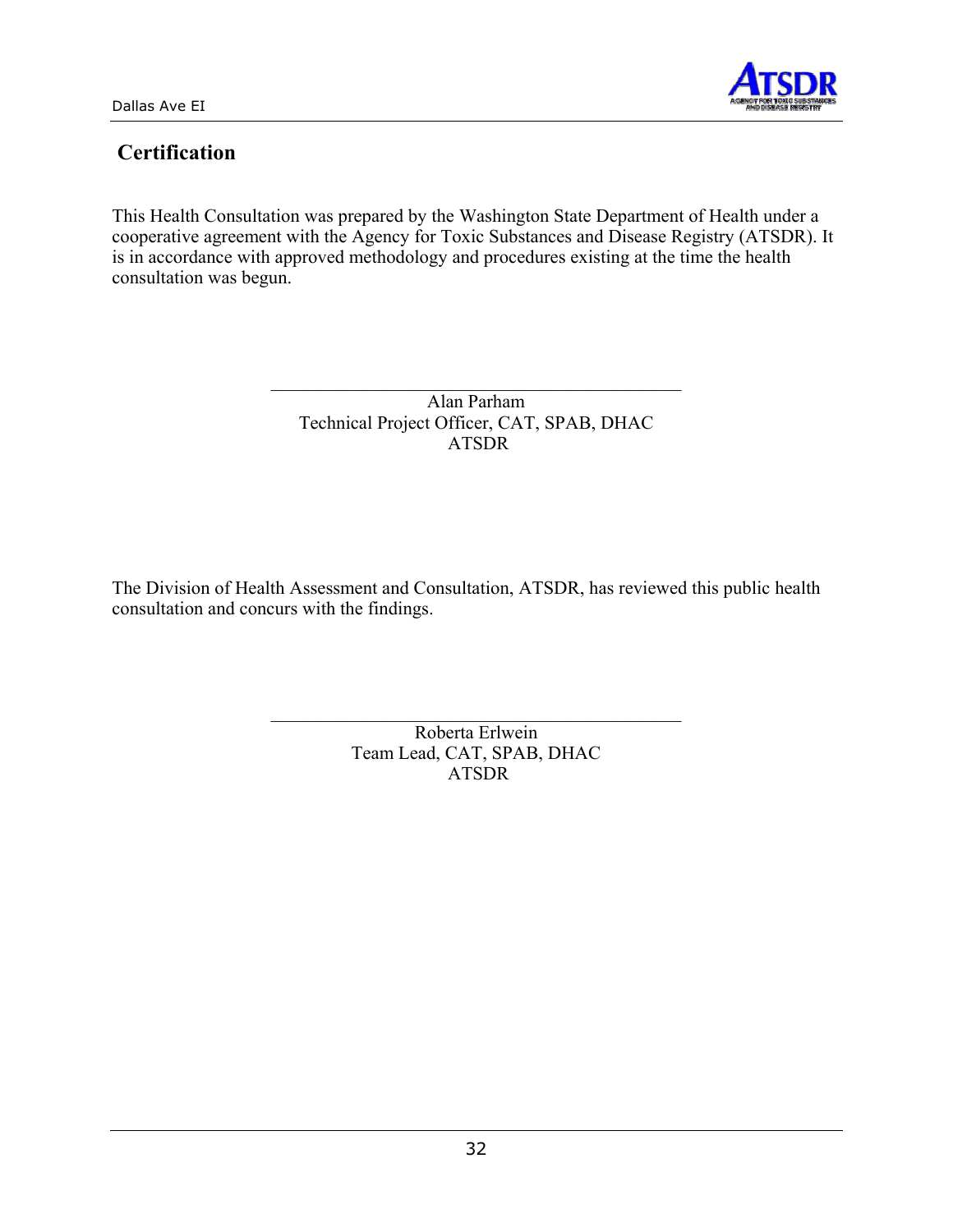## Certification

This Health Consultation was prepared by the Washington State Department of Health under a cooperative agreement with the Agency for Toxic Substances and Disease Registry (ATSDR). It is in accordance with approved methodology and procedures existing at the time the health consultation was begun.

\_\_\_\_\_\_\_\_\_\_\_\_\_\_\_\_\_\_\_\_\_\_\_\_\_\_\_\_\_\_\_\_\_\_\_\_\_\_\_\_\_\_\_\_

Alan Parham
Technical Project Officer, CAT, SPAB, DHAC
ATSDR

The Division of Health Assessment and Consultation, ATSDR, has reviewed this public health consultation and concurs with the findings.

\_\_\_\_\_\_\_\_\_\_\_\_\_\_\_\_\_\_\_\_\_\_\_\_\_\_\_\_\_\_\_\_\_\_\_\_\_\_\_\_\_\_\_\_

Roberta Erlwein
Team Lead, CAT, SPAB, DHAC
ATSDR